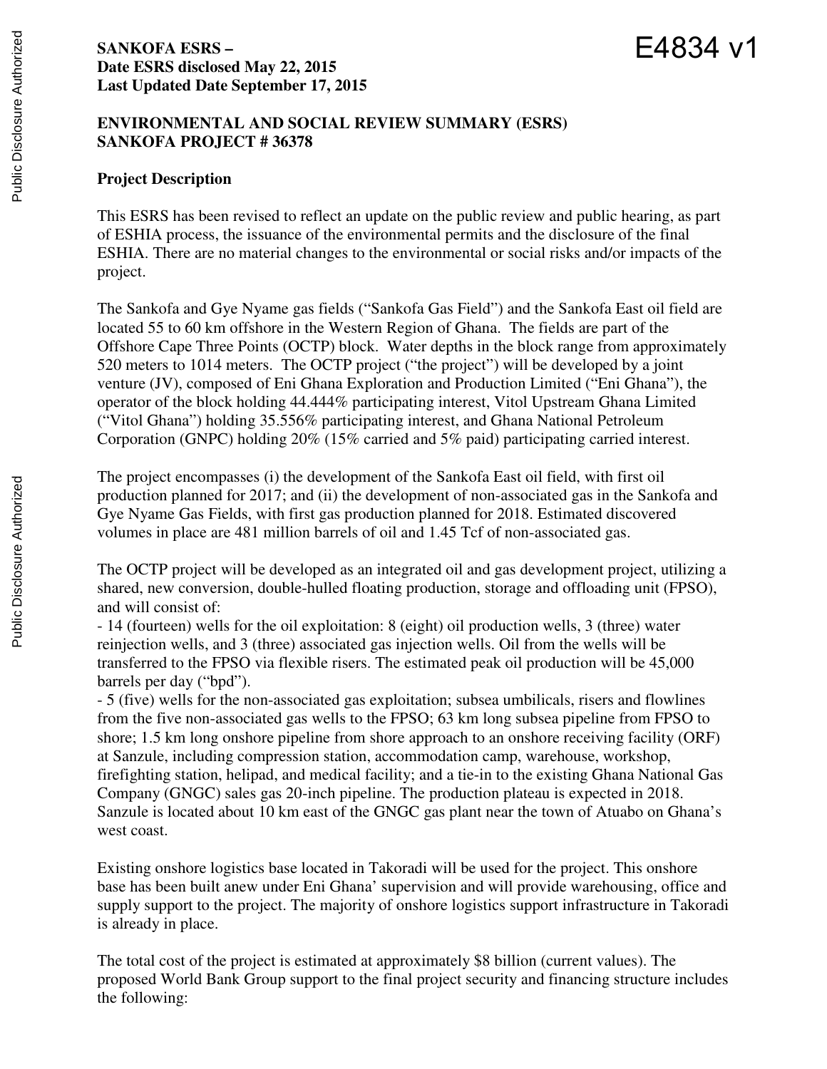**SANKOFA ESRS –**
**Date ESRS disclosed May 22, 2015**
**Last Updated Date September 17, 2015**

E4834 v1

**ENVIRONMENTAL AND SOCIAL REVIEW SUMMARY (ESRS)**
**SANKOFA PROJECT # 36378**

**Project Description**

This ESRS has been revised to reflect an update on the public review and public hearing, as part of ESHIA process, the issuance of the environmental permits and the disclosure of the final ESHIA. There are no material changes to the environmental or social risks and/or impacts of the project.

The Sankofa and Gye Nyame gas fields ("Sankofa Gas Field") and the Sankofa East oil field are located 55 to 60 km offshore in the Western Region of Ghana. The fields are part of the Offshore Cape Three Points (OCTP) block. Water depths in the block range from approximately 520 meters to 1014 meters. The OCTP project ("the project") will be developed by a joint venture (JV), composed of Eni Ghana Exploration and Production Limited ("Eni Ghana"), the operator of the block holding 44.444% participating interest, Vitol Upstream Ghana Limited ("Vitol Ghana") holding 35.556% participating interest, and Ghana National Petroleum Corporation (GNPC) holding 20% (15% carried and 5% paid) participating carried interest.

The project encompasses (i) the development of the Sankofa East oil field, with first oil production planned for 2017; and (ii) the development of non-associated gas in the Sankofa and Gye Nyame Gas Fields, with first gas production planned for 2018. Estimated discovered volumes in place are 481 million barrels of oil and 1.45 Tcf of non-associated gas.

The OCTP project will be developed as an integrated oil and gas development project, utilizing a shared, new conversion, double-hulled floating production, storage and offloading unit (FPSO), and will consist of:

- 14 (fourteen) wells for the oil exploitation: 8 (eight) oil production wells, 3 (three) water reinjection wells, and 3 (three) associated gas injection wells. Oil from the wells will be transferred to the FPSO via flexible risers. The estimated peak oil production will be 45,000 barrels per day ("bpd").
- 5 (five) wells for the non-associated gas exploitation; subsea umbilicals, risers and flowlines from the five non-associated gas wells to the FPSO; 63 km long subsea pipeline from FPSO to shore; 1.5 km long onshore pipeline from shore approach to an onshore receiving facility (ORF) at Sanzule, including compression station, accommodation camp, warehouse, workshop, firefighting station, helipad, and medical facility; and a tie-in to the existing Ghana National Gas Company (GNGC) sales gas 20-inch pipeline. The production plateau is expected in 2018. Sanzule is located about 10 km east of the GNGC gas plant near the town of Atuabo on Ghana's west coast.

Existing onshore logistics base located in Takoradi will be used for the project. This onshore base has been built anew under Eni Ghana' supervision and will provide warehousing, office and supply support to the project. The majority of onshore logistics support infrastructure in Takoradi is already in place.

The total cost of the project is estimated at approximately $8 billion (current values). The proposed World Bank Group support to the final project security and financing structure includes the following: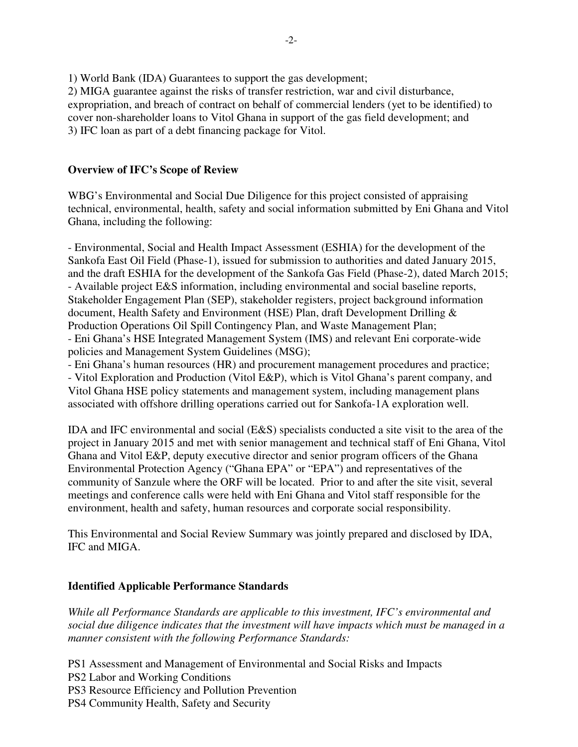1) World Bank (IDA) Guarantees to support the gas development;
2) MIGA guarantee against the risks of transfer restriction, war and civil disturbance, expropriation, and breach of contract on behalf of commercial lenders (yet to be identified) to cover non-shareholder loans to Vitol Ghana in support of the gas field development; and
3) IFC loan as part of a debt financing package for Vitol.

**Overview of IFC's Scope of Review**

WBG's Environmental and Social Due Diligence for this project consisted of appraising technical, environmental, health, safety and social information submitted by Eni Ghana and Vitol Ghana, including the following:

- Environmental, Social and Health Impact Assessment (ESHIA) for the development of the Sankofa East Oil Field (Phase-1), issued for submission to authorities and dated January 2015, and the draft ESHIA for the development of the Sankofa Gas Field (Phase-2), dated March 2015;
- Available project E&S information, including environmental and social baseline reports, Stakeholder Engagement Plan (SEP), stakeholder registers, project background information document, Health Safety and Environment (HSE) Plan, draft Development Drilling & Production Operations Oil Spill Contingency Plan, and Waste Management Plan;
- Eni Ghana's HSE Integrated Management System (IMS) and relevant Eni corporate-wide policies and Management System Guidelines (MSG);
- Eni Ghana's human resources (HR) and procurement management procedures and practice;
- Vitol Exploration and Production (Vitol E&P), which is Vitol Ghana's parent company, and Vitol Ghana HSE policy statements and management system, including management plans associated with offshore drilling operations carried out for Sankofa-1A exploration well.

IDA and IFC environmental and social (E&S) specialists conducted a site visit to the area of the project in January 2015 and met with senior management and technical staff of Eni Ghana, Vitol Ghana and Vitol E&P, deputy executive director and senior program officers of the Ghana Environmental Protection Agency ("Ghana EPA" or "EPA") and representatives of the community of Sanzule where the ORF will be located. Prior to and after the site visit, several meetings and conference calls were held with Eni Ghana and Vitol staff responsible for the environment, health and safety, human resources and corporate social responsibility.

This Environmental and Social Review Summary was jointly prepared and disclosed by IDA, IFC and MIGA.

**Identified Applicable Performance Standards**

*While all Performance Standards are applicable to this investment, IFC's environmental and social due diligence indicates that the investment will have impacts which must be managed in a manner consistent with the following Performance Standards:*

PS1 Assessment and Management of Environmental and Social Risks and Impacts
PS2 Labor and Working Conditions
PS3 Resource Efficiency and Pollution Prevention
PS4 Community Health, Safety and Security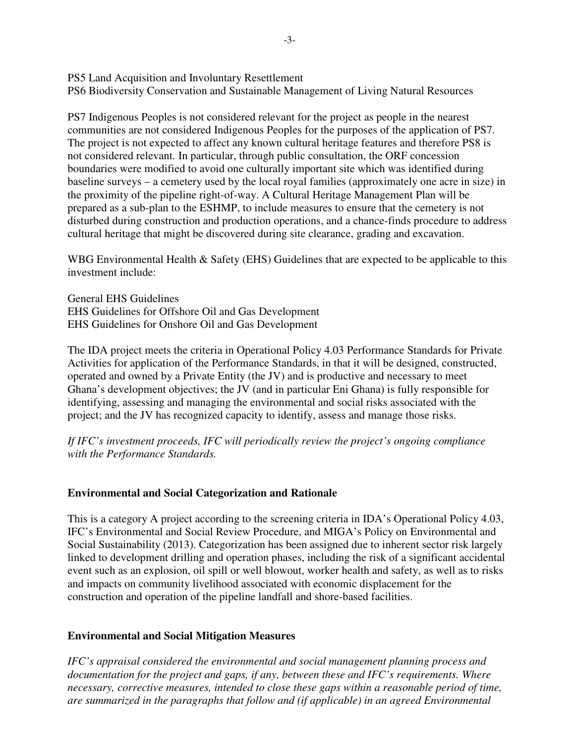PS5 Land Acquisition and Involuntary Resettlement
PS6 Biodiversity Conservation and Sustainable Management of Living Natural Resources

PS7 Indigenous Peoples is not considered relevant for the project as people in the nearest communities are not considered Indigenous Peoples for the purposes of the application of PS7. The project is not expected to affect any known cultural heritage features and therefore PS8 is not considered relevant. In particular, through public consultation, the ORF concession boundaries were modified to avoid one culturally important site which was identified during baseline surveys – a cemetery used by the local royal families (approximately one acre in size) in the proximity of the pipeline right-of-way. A Cultural Heritage Management Plan will be prepared as a sub-plan to the ESHMP, to include measures to ensure that the cemetery is not disturbed during construction and production operations, and a chance-finds procedure to address cultural heritage that might be discovered during site clearance, grading and excavation.

WBG Environmental Health & Safety (EHS) Guidelines that are expected to be applicable to this investment include:

General EHS Guidelines
EHS Guidelines for Offshore Oil and Gas Development
EHS Guidelines for Onshore Oil and Gas Development

The IDA project meets the criteria in Operational Policy 4.03 Performance Standards for Private Activities for application of the Performance Standards, in that it will be designed, constructed, operated and owned by a Private Entity (the JV) and is productive and necessary to meet Ghana's development objectives; the JV (and in particular Eni Ghana) is fully responsible for identifying, assessing and managing the environmental and social risks associated with the project; and the JV has recognized capacity to identify, assess and manage those risks.

*If IFC's investment proceeds, IFC will periodically review the project's ongoing compliance with the Performance Standards.*

## Environmental and Social Categorization and Rationale

This is a category A project according to the screening criteria in IDA's Operational Policy 4.03, IFC's Environmental and Social Review Procedure, and MIGA's Policy on Environmental and Social Sustainability (2013). Categorization has been assigned due to inherent sector risk largely linked to development drilling and operation phases, including the risk of a significant accidental event such as an explosion, oil spill or well blowout, worker health and safety, as well as to risks and impacts on community livelihood associated with economic displacement for the construction and operation of the pipeline landfall and shore-based facilities.

## Environmental and Social Mitigation Measures

*IFC's appraisal considered the environmental and social management planning process and documentation for the project and gaps, if any, between these and IFC's requirements. Where necessary, corrective measures, intended to close these gaps within a reasonable period of time, are summarized in the paragraphs that follow and (if applicable) in an agreed Environmental*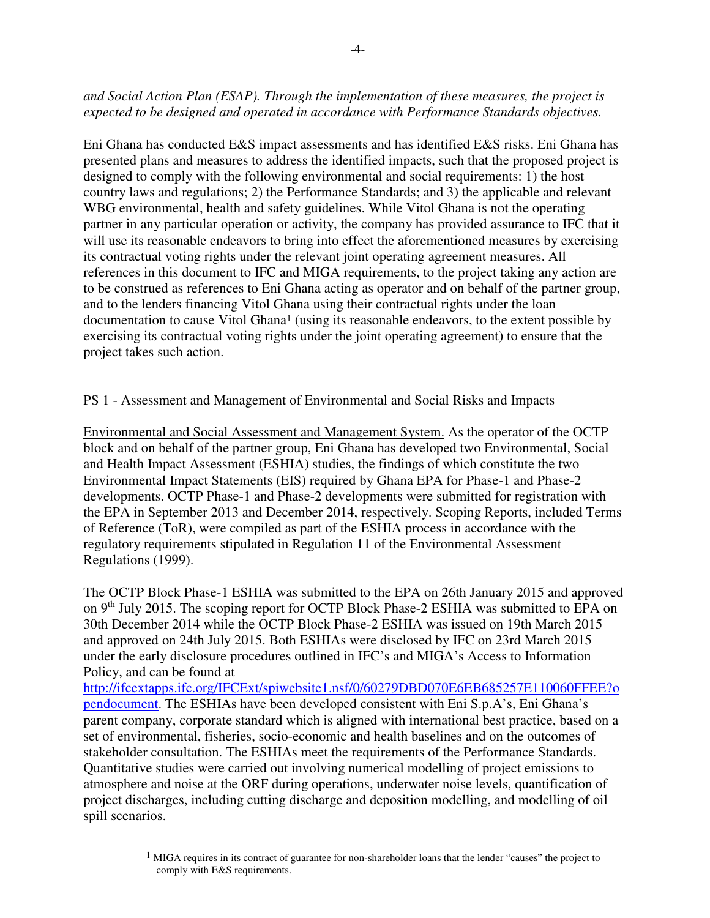*and Social Action Plan (ESAP). Through the implementation of these measures, the project is expected to be designed and operated in accordance with Performance Standards objectives.*

Eni Ghana has conducted E&S impact assessments and has identified E&S risks. Eni Ghana has presented plans and measures to address the identified impacts, such that the proposed project is designed to comply with the following environmental and social requirements: 1) the host country laws and regulations; 2) the Performance Standards; and 3) the applicable and relevant WBG environmental, health and safety guidelines. While Vitol Ghana is not the operating partner in any particular operation or activity, the company has provided assurance to IFC that it will use its reasonable endeavors to bring into effect the aforementioned measures by exercising its contractual voting rights under the relevant joint operating agreement measures. All references in this document to IFC and MIGA requirements, to the project taking any action are to be construed as references to Eni Ghana acting as operator and on behalf of the partner group, and to the lenders financing Vitol Ghana using their contractual rights under the loan documentation to cause Vitol Ghana[1] (using its reasonable endeavors, to the extent possible by exercising its contractual voting rights under the joint operating agreement) to ensure that the project takes such action.

PS 1 - Assessment and Management of Environmental and Social Risks and Impacts

Environmental and Social Assessment and Management System. As the operator of the OCTP block and on behalf of the partner group, Eni Ghana has developed two Environmental, Social and Health Impact Assessment (ESHIA) studies, the findings of which constitute the two Environmental Impact Statements (EIS) required by Ghana EPA for Phase-1 and Phase-2 developments. OCTP Phase-1 and Phase-2 developments were submitted for registration with the EPA in September 2013 and December 2014, respectively. Scoping Reports, included Terms of Reference (ToR), were compiled as part of the ESHIA process in accordance with the regulatory requirements stipulated in Regulation 11 of the Environmental Assessment Regulations (1999).

The OCTP Block Phase-1 ESHIA was submitted to the EPA on 26th January 2015 and approved on 9th July 2015. The scoping report for OCTP Block Phase-2 ESHIA was submitted to EPA on 30th December 2014 while the OCTP Block Phase-2 ESHIA was issued on 19th March 2015 and approved on 24th July 2015. Both ESHIAs were disclosed by IFC on 23rd March 2015 under the early disclosure procedures outlined in IFC's and MIGA's Access to Information Policy, and can be found at http://ifcextapps.ifc.org/IFCExt/spiwebsite1.nsf/0/60279DBD070E6EB685257E110060FFEE?opendocument. The ESHIAs have been developed consistent with Eni S.p.A's, Eni Ghana's parent company, corporate standard which is aligned with international best practice, based on a set of environmental, fisheries, socio-economic and health baselines and on the outcomes of stakeholder consultation. The ESHIAs meet the requirements of the Performance Standards. Quantitative studies were carried out involving numerical modelling of project emissions to atmosphere and noise at the ORF during operations, underwater noise levels, quantification of project discharges, including cutting discharge and deposition modelling, and modelling of oil spill scenarios.

[1] MIGA requires in its contract of guarantee for non-shareholder loans that the lender "causes" the project to comply with E&S requirements.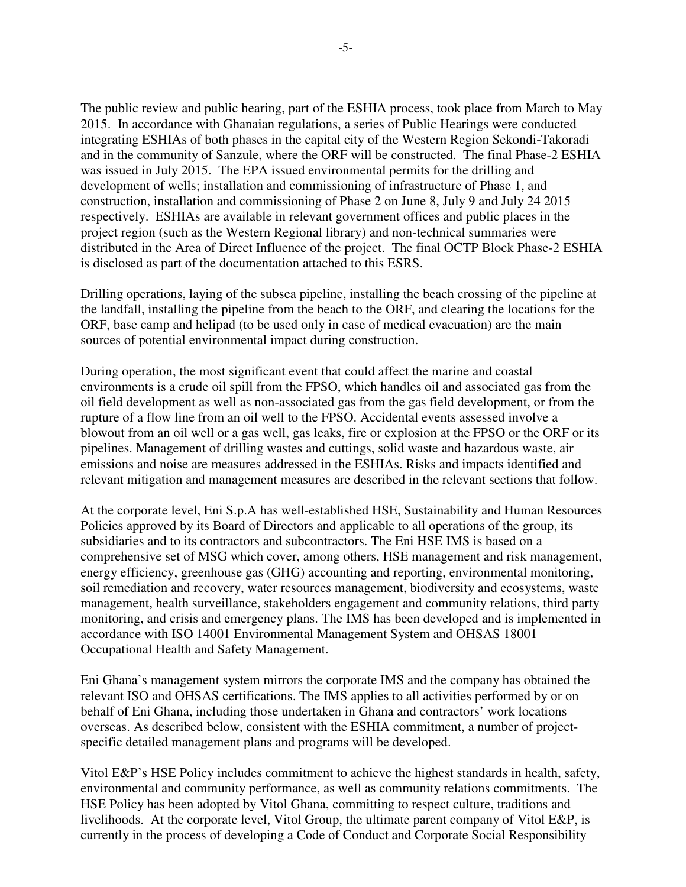The public review and public hearing, part of the ESHIA process, took place from March to May 2015. In accordance with Ghanaian regulations, a series of Public Hearings were conducted integrating ESHIAs of both phases in the capital city of the Western Region Sekondi-Takoradi and in the community of Sanzule, where the ORF will be constructed. The final Phase-2 ESHIA was issued in July 2015. The EPA issued environmental permits for the drilling and development of wells; installation and commissioning of infrastructure of Phase 1, and construction, installation and commissioning of Phase 2 on June 8, July 9 and July 24 2015 respectively. ESHIAs are available in relevant government offices and public places in the project region (such as the Western Regional library) and non-technical summaries were distributed in the Area of Direct Influence of the project. The final OCTP Block Phase-2 ESHIA is disclosed as part of the documentation attached to this ESRS.

Drilling operations, laying of the subsea pipeline, installing the beach crossing of the pipeline at the landfall, installing the pipeline from the beach to the ORF, and clearing the locations for the ORF, base camp and helipad (to be used only in case of medical evacuation) are the main sources of potential environmental impact during construction.

During operation, the most significant event that could affect the marine and coastal environments is a crude oil spill from the FPSO, which handles oil and associated gas from the oil field development as well as non-associated gas from the gas field development, or from the rupture of a flow line from an oil well to the FPSO. Accidental events assessed involve a blowout from an oil well or a gas well, gas leaks, fire or explosion at the FPSO or the ORF or its pipelines. Management of drilling wastes and cuttings, solid waste and hazardous waste, air emissions and noise are measures addressed in the ESHIAs. Risks and impacts identified and relevant mitigation and management measures are described in the relevant sections that follow.

At the corporate level, Eni S.p.A has well-established HSE, Sustainability and Human Resources Policies approved by its Board of Directors and applicable to all operations of the group, its subsidiaries and to its contractors and subcontractors. The Eni HSE IMS is based on a comprehensive set of MSG which cover, among others, HSE management and risk management, energy efficiency, greenhouse gas (GHG) accounting and reporting, environmental monitoring, soil remediation and recovery, water resources management, biodiversity and ecosystems, waste management, health surveillance, stakeholders engagement and community relations, third party monitoring, and crisis and emergency plans. The IMS has been developed and is implemented in accordance with ISO 14001 Environmental Management System and OHSAS 18001 Occupational Health and Safety Management.

Eni Ghana's management system mirrors the corporate IMS and the company has obtained the relevant ISO and OHSAS certifications. The IMS applies to all activities performed by or on behalf of Eni Ghana, including those undertaken in Ghana and contractors' work locations overseas. As described below, consistent with the ESHIA commitment, a number of project-specific detailed management plans and programs will be developed.

Vitol E&P's HSE Policy includes commitment to achieve the highest standards in health, safety, environmental and community performance, as well as community relations commitments. The HSE Policy has been adopted by Vitol Ghana, committing to respect culture, traditions and livelihoods. At the corporate level, Vitol Group, the ultimate parent company of Vitol E&P, is currently in the process of developing a Code of Conduct and Corporate Social Responsibility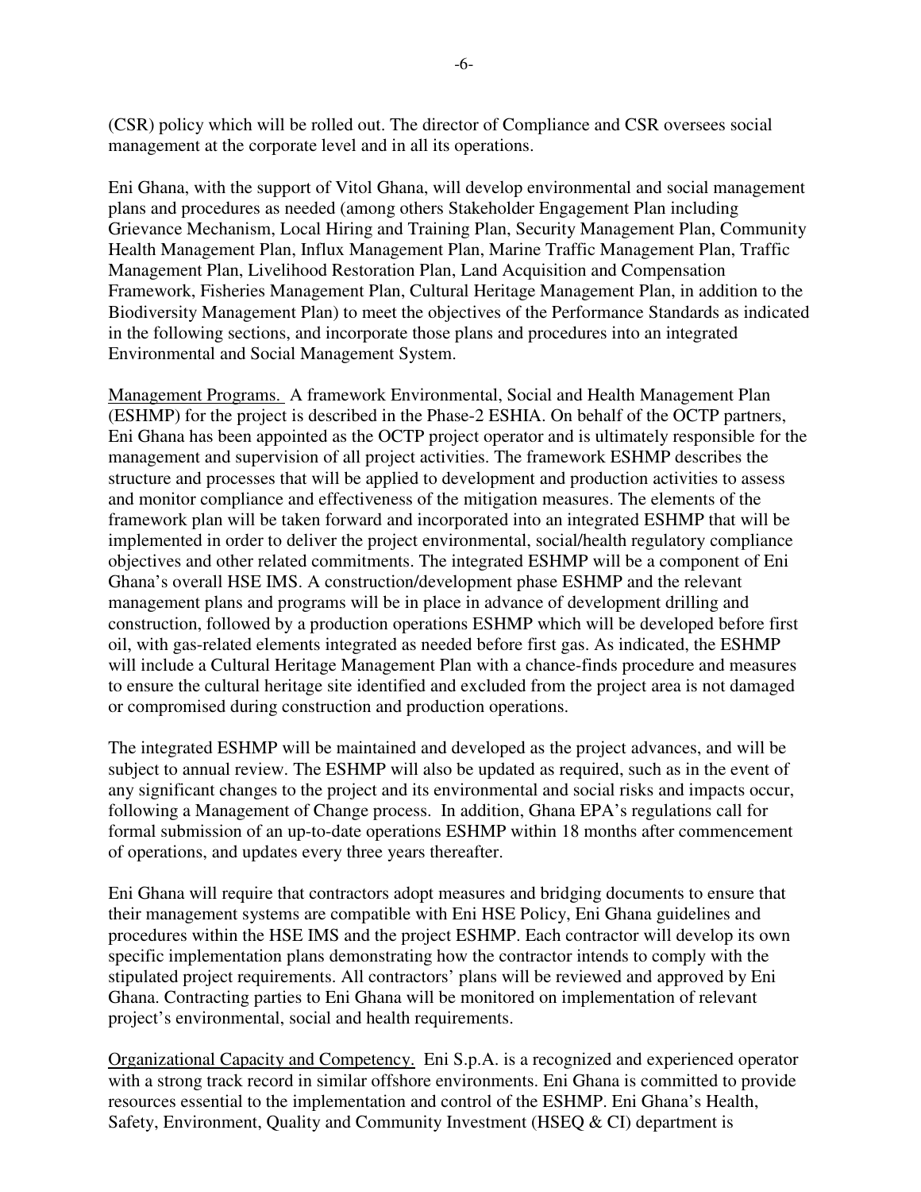(CSR) policy which will be rolled out. The director of Compliance and CSR oversees social management at the corporate level and in all its operations.

Eni Ghana, with the support of Vitol Ghana, will develop environmental and social management plans and procedures as needed (among others Stakeholder Engagement Plan including Grievance Mechanism, Local Hiring and Training Plan, Security Management Plan, Community Health Management Plan, Influx Management Plan, Marine Traffic Management Plan, Traffic Management Plan, Livelihood Restoration Plan, Land Acquisition and Compensation Framework, Fisheries Management Plan, Cultural Heritage Management Plan, in addition to the Biodiversity Management Plan) to meet the objectives of the Performance Standards as indicated in the following sections, and incorporate those plans and procedures into an integrated Environmental and Social Management System.

Management Programs. A framework Environmental, Social and Health Management Plan (ESHMP) for the project is described in the Phase-2 ESHIA. On behalf of the OCTP partners, Eni Ghana has been appointed as the OCTP project operator and is ultimately responsible for the management and supervision of all project activities. The framework ESHMP describes the structure and processes that will be applied to development and production activities to assess and monitor compliance and effectiveness of the mitigation measures. The elements of the framework plan will be taken forward and incorporated into an integrated ESHMP that will be implemented in order to deliver the project environmental, social/health regulatory compliance objectives and other related commitments. The integrated ESHMP will be a component of Eni Ghana's overall HSE IMS. A construction/development phase ESHMP and the relevant management plans and programs will be in place in advance of development drilling and construction, followed by a production operations ESHMP which will be developed before first oil, with gas-related elements integrated as needed before first gas. As indicated, the ESHMP will include a Cultural Heritage Management Plan with a chance-finds procedure and measures to ensure the cultural heritage site identified and excluded from the project area is not damaged or compromised during construction and production operations.

The integrated ESHMP will be maintained and developed as the project advances, and will be subject to annual review. The ESHMP will also be updated as required, such as in the event of any significant changes to the project and its environmental and social risks and impacts occur, following a Management of Change process. In addition, Ghana EPA's regulations call for formal submission of an up-to-date operations ESHMP within 18 months after commencement of operations, and updates every three years thereafter.

Eni Ghana will require that contractors adopt measures and bridging documents to ensure that their management systems are compatible with Eni HSE Policy, Eni Ghana guidelines and procedures within the HSE IMS and the project ESHMP. Each contractor will develop its own specific implementation plans demonstrating how the contractor intends to comply with the stipulated project requirements. All contractors' plans will be reviewed and approved by Eni Ghana. Contracting parties to Eni Ghana will be monitored on implementation of relevant project's environmental, social and health requirements.

Organizational Capacity and Competency. Eni S.p.A. is a recognized and experienced operator with a strong track record in similar offshore environments. Eni Ghana is committed to provide resources essential to the implementation and control of the ESHMP. Eni Ghana's Health, Safety, Environment, Quality and Community Investment (HSEQ & CI) department is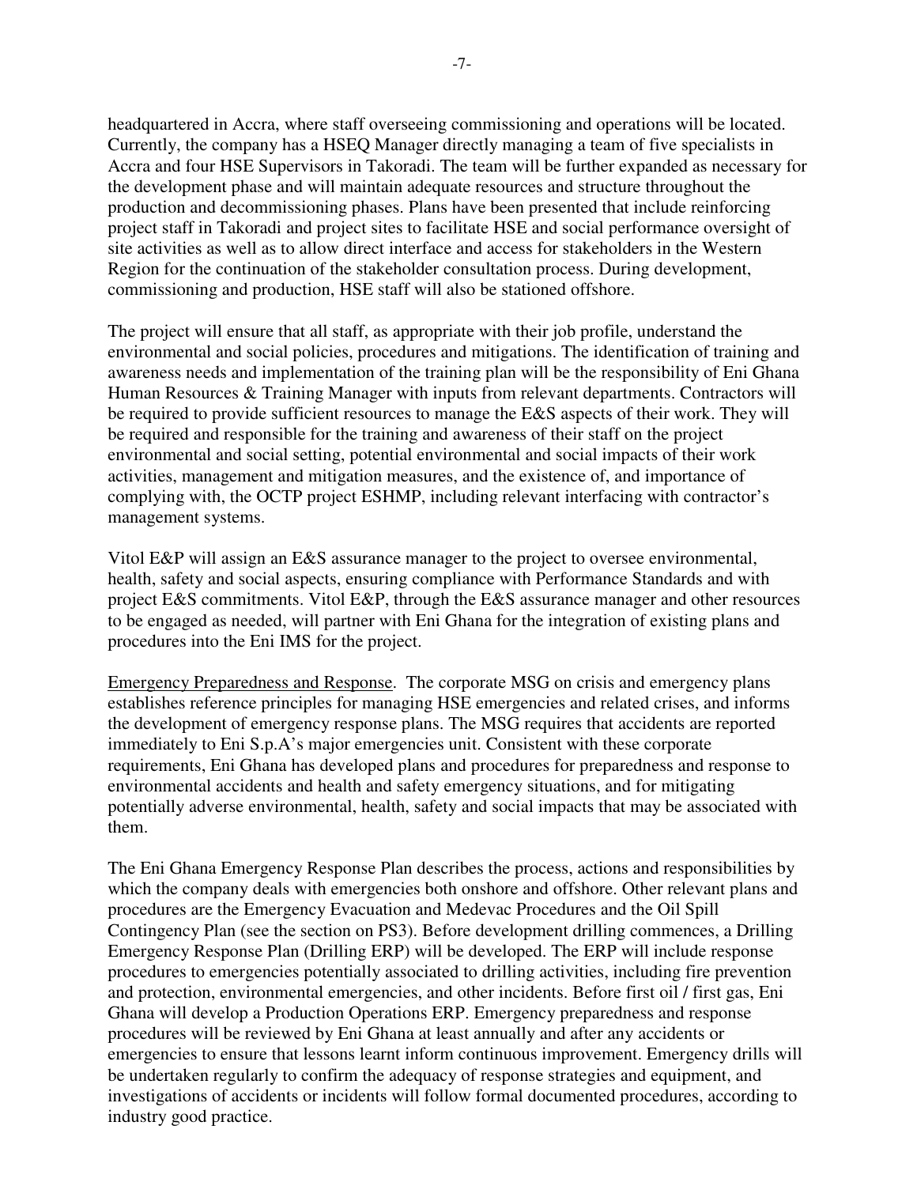headquartered in Accra, where staff overseeing commissioning and operations will be located. Currently, the company has a HSEQ Manager directly managing a team of five specialists in Accra and four HSE Supervisors in Takoradi. The team will be further expanded as necessary for the development phase and will maintain adequate resources and structure throughout the production and decommissioning phases. Plans have been presented that include reinforcing project staff in Takoradi and project sites to facilitate HSE and social performance oversight of site activities as well as to allow direct interface and access for stakeholders in the Western Region for the continuation of the stakeholder consultation process. During development, commissioning and production, HSE staff will also be stationed offshore.

The project will ensure that all staff, as appropriate with their job profile, understand the environmental and social policies, procedures and mitigations. The identification of training and awareness needs and implementation of the training plan will be the responsibility of Eni Ghana Human Resources & Training Manager with inputs from relevant departments. Contractors will be required to provide sufficient resources to manage the E&S aspects of their work. They will be required and responsible for the training and awareness of their staff on the project environmental and social setting, potential environmental and social impacts of their work activities, management and mitigation measures, and the existence of, and importance of complying with, the OCTP project ESHMP, including relevant interfacing with contractor's management systems.

Vitol E&P will assign an E&S assurance manager to the project to oversee environmental, health, safety and social aspects, ensuring compliance with Performance Standards and with project E&S commitments. Vitol E&P, through the E&S assurance manager and other resources to be engaged as needed, will partner with Eni Ghana for the integration of existing plans and procedures into the Eni IMS for the project.

Emergency Preparedness and Response. The corporate MSG on crisis and emergency plans establishes reference principles for managing HSE emergencies and related crises, and informs the development of emergency response plans. The MSG requires that accidents are reported immediately to Eni S.p.A's major emergencies unit. Consistent with these corporate requirements, Eni Ghana has developed plans and procedures for preparedness and response to environmental accidents and health and safety emergency situations, and for mitigating potentially adverse environmental, health, safety and social impacts that may be associated with them.

The Eni Ghana Emergency Response Plan describes the process, actions and responsibilities by which the company deals with emergencies both onshore and offshore. Other relevant plans and procedures are the Emergency Evacuation and Medevac Procedures and the Oil Spill Contingency Plan (see the section on PS3). Before development drilling commences, a Drilling Emergency Response Plan (Drilling ERP) will be developed. The ERP will include response procedures to emergencies potentially associated to drilling activities, including fire prevention and protection, environmental emergencies, and other incidents. Before first oil / first gas, Eni Ghana will develop a Production Operations ERP. Emergency preparedness and response procedures will be reviewed by Eni Ghana at least annually and after any accidents or emergencies to ensure that lessons learnt inform continuous improvement. Emergency drills will be undertaken regularly to confirm the adequacy of response strategies and equipment, and investigations of accidents or incidents will follow formal documented procedures, according to industry good practice.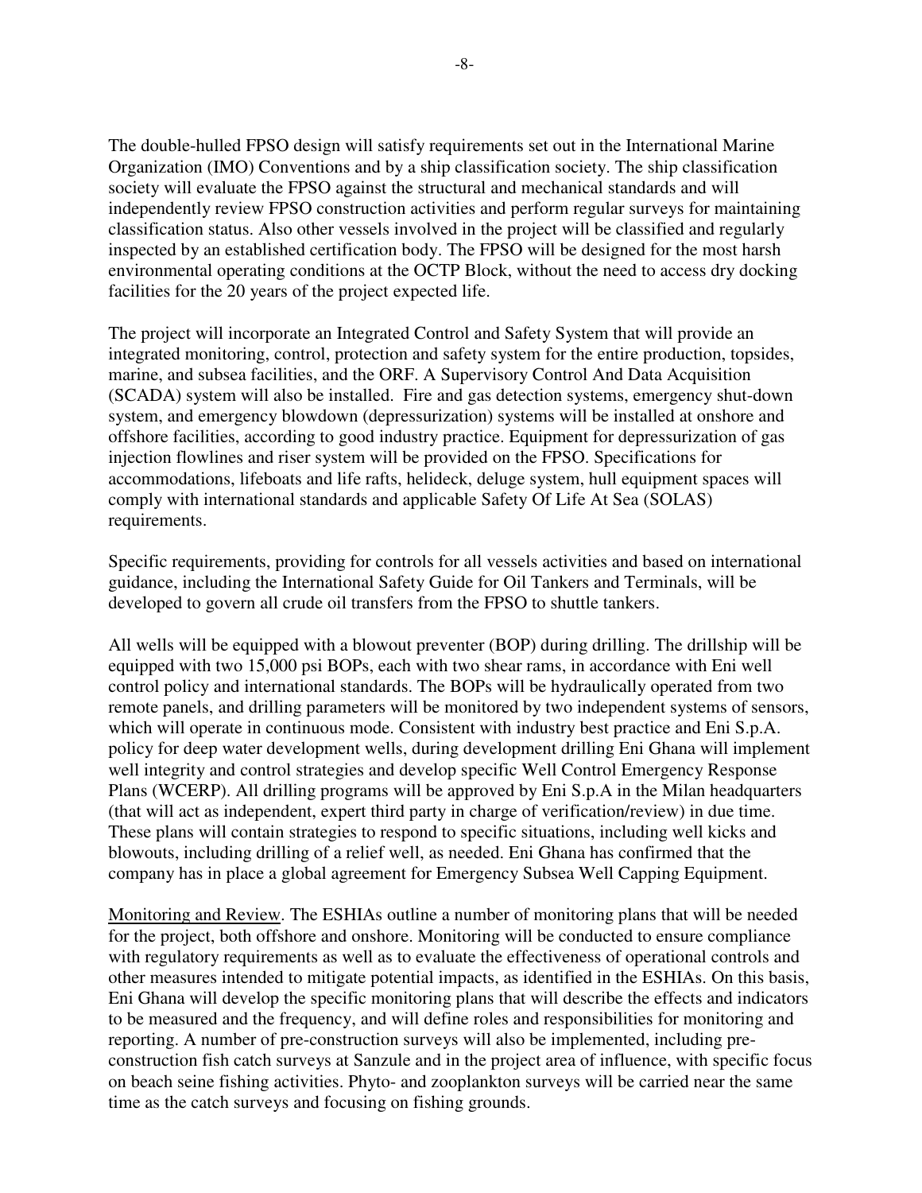The double-hulled FPSO design will satisfy requirements set out in the International Marine Organization (IMO) Conventions and by a ship classification society. The ship classification society will evaluate the FPSO against the structural and mechanical standards and will independently review FPSO construction activities and perform regular surveys for maintaining classification status. Also other vessels involved in the project will be classified and regularly inspected by an established certification body. The FPSO will be designed for the most harsh environmental operating conditions at the OCTP Block, without the need to access dry docking facilities for the 20 years of the project expected life.

The project will incorporate an Integrated Control and Safety System that will provide an integrated monitoring, control, protection and safety system for the entire production, topsides, marine, and subsea facilities, and the ORF. A Supervisory Control And Data Acquisition (SCADA) system will also be installed. Fire and gas detection systems, emergency shut-down system, and emergency blowdown (depressurization) systems will be installed at onshore and offshore facilities, according to good industry practice. Equipment for depressurization of gas injection flowlines and riser system will be provided on the FPSO. Specifications for accommodations, lifeboats and life rafts, helideck, deluge system, hull equipment spaces will comply with international standards and applicable Safety Of Life At Sea (SOLAS) requirements.

Specific requirements, providing for controls for all vessels activities and based on international guidance, including the International Safety Guide for Oil Tankers and Terminals, will be developed to govern all crude oil transfers from the FPSO to shuttle tankers.

All wells will be equipped with a blowout preventer (BOP) during drilling. The drillship will be equipped with two 15,000 psi BOPs, each with two shear rams, in accordance with Eni well control policy and international standards. The BOPs will be hydraulically operated from two remote panels, and drilling parameters will be monitored by two independent systems of sensors, which will operate in continuous mode. Consistent with industry best practice and Eni S.p.A. policy for deep water development wells, during development drilling Eni Ghana will implement well integrity and control strategies and develop specific Well Control Emergency Response Plans (WCERP). All drilling programs will be approved by Eni S.p.A in the Milan headquarters (that will act as independent, expert third party in charge of verification/review) in due time. These plans will contain strategies to respond to specific situations, including well kicks and blowouts, including drilling of a relief well, as needed. Eni Ghana has confirmed that the company has in place a global agreement for Emergency Subsea Well Capping Equipment.

Monitoring and Review. The ESHIAs outline a number of monitoring plans that will be needed for the project, both offshore and onshore. Monitoring will be conducted to ensure compliance with regulatory requirements as well as to evaluate the effectiveness of operational controls and other measures intended to mitigate potential impacts, as identified in the ESHIAs. On this basis, Eni Ghana will develop the specific monitoring plans that will describe the effects and indicators to be measured and the frequency, and will define roles and responsibilities for monitoring and reporting. A number of pre-construction surveys will also be implemented, including pre-construction fish catch surveys at Sanzule and in the project area of influence, with specific focus on beach seine fishing activities. Phyto- and zooplankton surveys will be carried near the same time as the catch surveys and focusing on fishing grounds.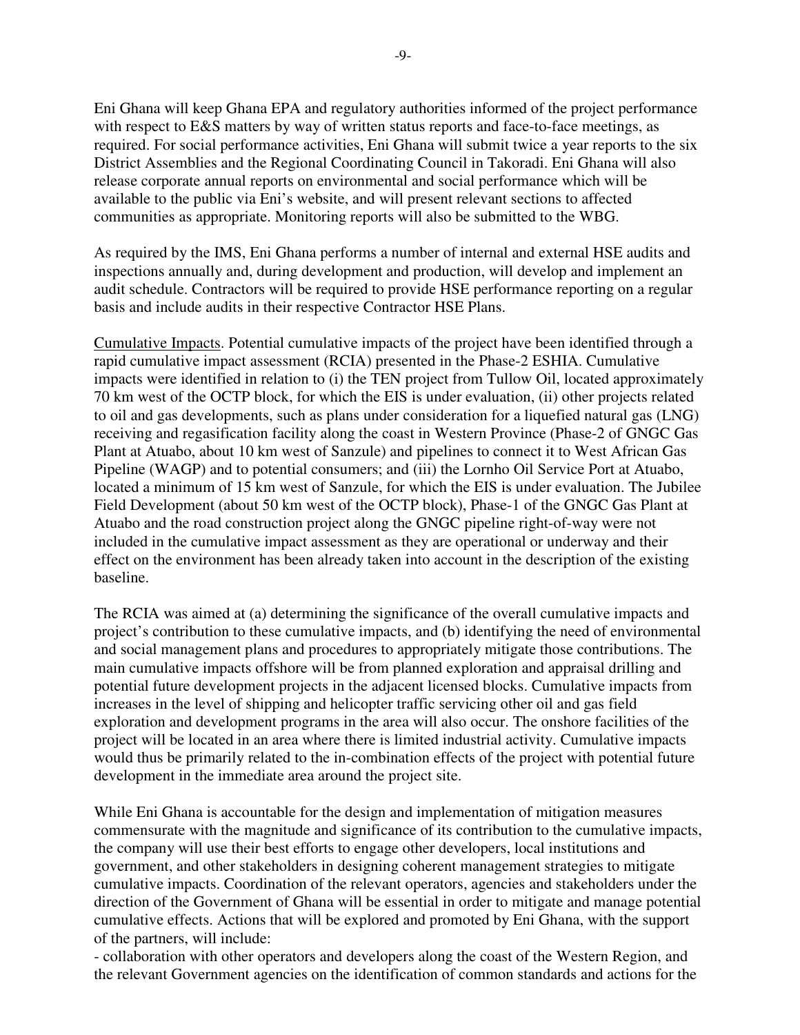Eni Ghana will keep Ghana EPA and regulatory authorities informed of the project performance with respect to E&S matters by way of written status reports and face-to-face meetings, as required. For social performance activities, Eni Ghana will submit twice a year reports to the six District Assemblies and the Regional Coordinating Council in Takoradi. Eni Ghana will also release corporate annual reports on environmental and social performance which will be available to the public via Eni's website, and will present relevant sections to affected communities as appropriate. Monitoring reports will also be submitted to the WBG.

As required by the IMS, Eni Ghana performs a number of internal and external HSE audits and inspections annually and, during development and production, will develop and implement an audit schedule. Contractors will be required to provide HSE performance reporting on a regular basis and include audits in their respective Contractor HSE Plans.

<u>Cumulative Impacts</u>. Potential cumulative impacts of the project have been identified through a rapid cumulative impact assessment (RCIA) presented in the Phase-2 ESHIA. Cumulative impacts were identified in relation to (i) the TEN project from Tullow Oil, located approximately 70 km west of the OCTP block, for which the EIS is under evaluation, (ii) other projects related to oil and gas developments, such as plans under consideration for a liquefied natural gas (LNG) receiving and regasification facility along the coast in Western Province (Phase-2 of GNGC Gas Plant at Atuabo, about 10 km west of Sanzule) and pipelines to connect it to West African Gas Pipeline (WAGP) and to potential consumers; and (iii) the Lornho Oil Service Port at Atuabo, located a minimum of 15 km west of Sanzule, for which the EIS is under evaluation. The Jubilee Field Development (about 50 km west of the OCTP block), Phase-1 of the GNGC Gas Plant at Atuabo and the road construction project along the GNGC pipeline right-of-way were not included in the cumulative impact assessment as they are operational or underway and their effect on the environment has been already taken into account in the description of the existing baseline.

The RCIA was aimed at (a) determining the significance of the overall cumulative impacts and project's contribution to these cumulative impacts, and (b) identifying the need of environmental and social management plans and procedures to appropriately mitigate those contributions. The main cumulative impacts offshore will be from planned exploration and appraisal drilling and potential future development projects in the adjacent licensed blocks. Cumulative impacts from increases in the level of shipping and helicopter traffic servicing other oil and gas field exploration and development programs in the area will also occur. The onshore facilities of the project will be located in an area where there is limited industrial activity. Cumulative impacts would thus be primarily related to the in-combination effects of the project with potential future development in the immediate area around the project site.

While Eni Ghana is accountable for the design and implementation of mitigation measures commensurate with the magnitude and significance of its contribution to the cumulative impacts, the company will use their best efforts to engage other developers, local institutions and government, and other stakeholders in designing coherent management strategies to mitigate cumulative impacts. Coordination of the relevant operators, agencies and stakeholders under the direction of the Government of Ghana will be essential in order to mitigate and manage potential cumulative effects. Actions that will be explored and promoted by Eni Ghana, with the support of the partners, will include:

- collaboration with other operators and developers along the coast of the Western Region, and the relevant Government agencies on the identification of common standards and actions for the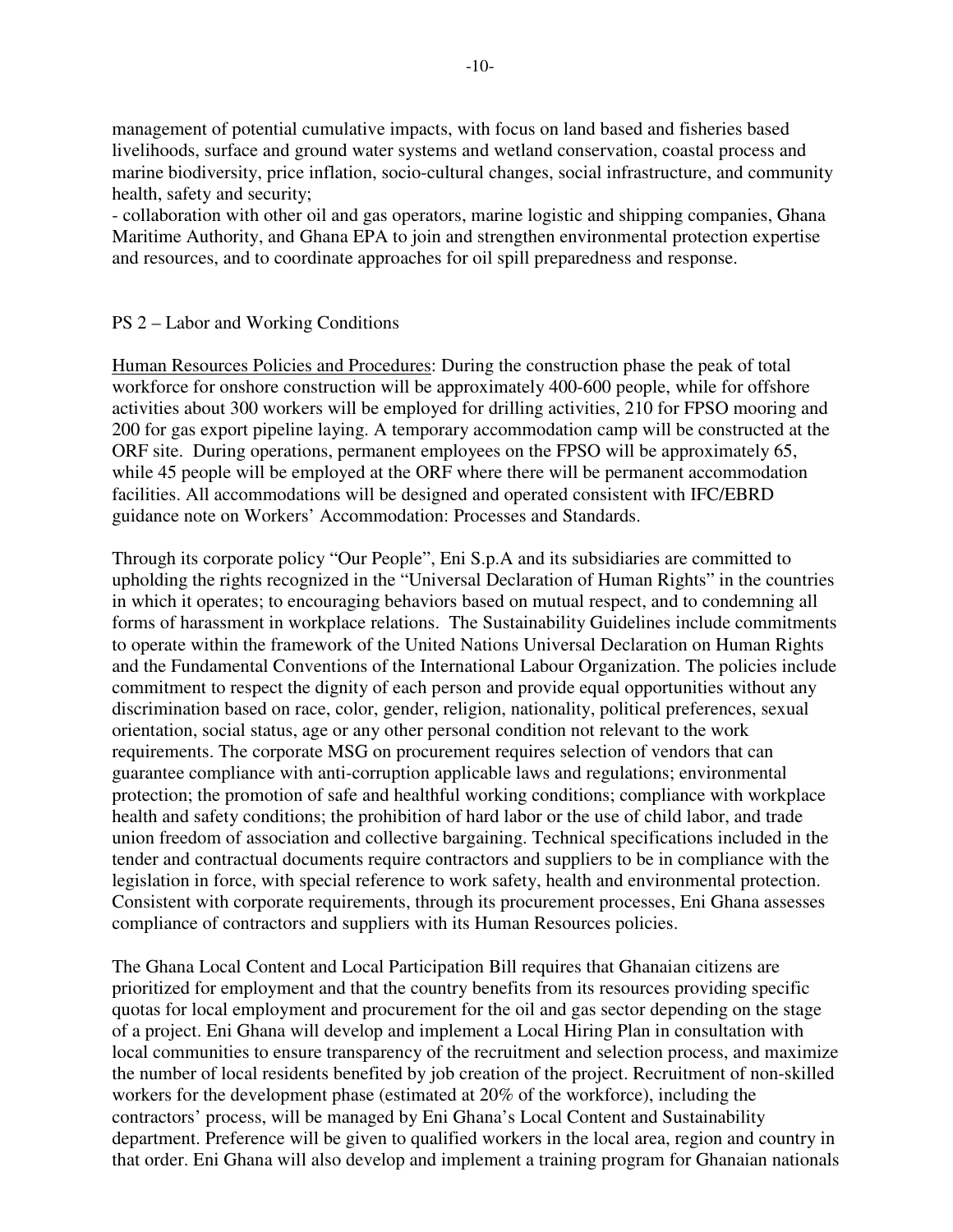management of potential cumulative impacts, with focus on land based and fisheries based livelihoods, surface and ground water systems and wetland conservation, coastal process and marine biodiversity, price inflation, socio-cultural changes, social infrastructure, and community health, safety and security;

- collaboration with other oil and gas operators, marine logistic and shipping companies, Ghana Maritime Authority, and Ghana EPA to join and strengthen environmental protection expertise and resources, and to coordinate approaches for oil spill preparedness and response.

PS 2 – Labor and Working Conditions

Human Resources Policies and Procedures: During the construction phase the peak of total workforce for onshore construction will be approximately 400-600 people, while for offshore activities about 300 workers will be employed for drilling activities, 210 for FPSO mooring and 200 for gas export pipeline laying. A temporary accommodation camp will be constructed at the ORF site. During operations, permanent employees on the FPSO will be approximately 65, while 45 people will be employed at the ORF where there will be permanent accommodation facilities. All accommodations will be designed and operated consistent with IFC/EBRD guidance note on Workers' Accommodation: Processes and Standards.

Through its corporate policy "Our People", Eni S.p.A and its subsidiaries are committed to upholding the rights recognized in the "Universal Declaration of Human Rights" in the countries in which it operates; to encouraging behaviors based on mutual respect, and to condemning all forms of harassment in workplace relations. The Sustainability Guidelines include commitments to operate within the framework of the United Nations Universal Declaration on Human Rights and the Fundamental Conventions of the International Labour Organization. The policies include commitment to respect the dignity of each person and provide equal opportunities without any discrimination based on race, color, gender, religion, nationality, political preferences, sexual orientation, social status, age or any other personal condition not relevant to the work requirements. The corporate MSG on procurement requires selection of vendors that can guarantee compliance with anti-corruption applicable laws and regulations; environmental protection; the promotion of safe and healthful working conditions; compliance with workplace health and safety conditions; the prohibition of hard labor or the use of child labor, and trade union freedom of association and collective bargaining. Technical specifications included in the tender and contractual documents require contractors and suppliers to be in compliance with the legislation in force, with special reference to work safety, health and environmental protection. Consistent with corporate requirements, through its procurement processes, Eni Ghana assesses compliance of contractors and suppliers with its Human Resources policies.

The Ghana Local Content and Local Participation Bill requires that Ghanaian citizens are prioritized for employment and that the country benefits from its resources providing specific quotas for local employment and procurement for the oil and gas sector depending on the stage of a project. Eni Ghana will develop and implement a Local Hiring Plan in consultation with local communities to ensure transparency of the recruitment and selection process, and maximize the number of local residents benefited by job creation of the project. Recruitment of non-skilled workers for the development phase (estimated at 20% of the workforce), including the contractors' process, will be managed by Eni Ghana's Local Content and Sustainability department. Preference will be given to qualified workers in the local area, region and country in that order. Eni Ghana will also develop and implement a training program for Ghanaian nationals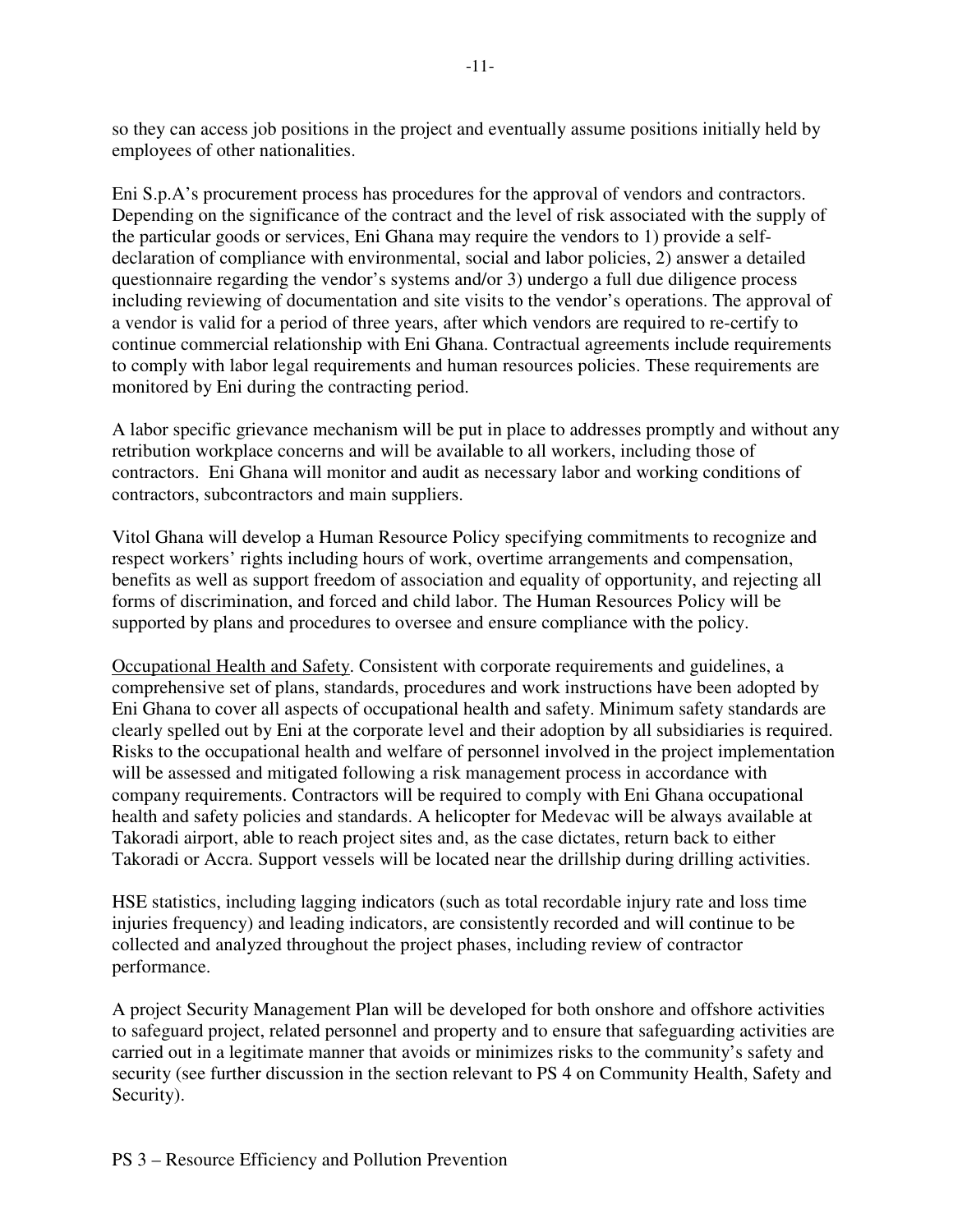so they can access job positions in the project and eventually assume positions initially held by employees of other nationalities.

Eni S.p.A's procurement process has procedures for the approval of vendors and contractors. Depending on the significance of the contract and the level of risk associated with the supply of the particular goods or services, Eni Ghana may require the vendors to 1) provide a self-declaration of compliance with environmental, social and labor policies, 2) answer a detailed questionnaire regarding the vendor's systems and/or 3) undergo a full due diligence process including reviewing of documentation and site visits to the vendor's operations. The approval of a vendor is valid for a period of three years, after which vendors are required to re-certify to continue commercial relationship with Eni Ghana. Contractual agreements include requirements to comply with labor legal requirements and human resources policies. These requirements are monitored by Eni during the contracting period.

A labor specific grievance mechanism will be put in place to addresses promptly and without any retribution workplace concerns and will be available to all workers, including those of contractors. Eni Ghana will monitor and audit as necessary labor and working conditions of contractors, subcontractors and main suppliers.

Vitol Ghana will develop a Human Resource Policy specifying commitments to recognize and respect workers' rights including hours of work, overtime arrangements and compensation, benefits as well as support freedom of association and equality of opportunity, and rejecting all forms of discrimination, and forced and child labor. The Human Resources Policy will be supported by plans and procedures to oversee and ensure compliance with the policy.

Occupational Health and Safety. Consistent with corporate requirements and guidelines, a comprehensive set of plans, standards, procedures and work instructions have been adopted by Eni Ghana to cover all aspects of occupational health and safety. Minimum safety standards are clearly spelled out by Eni at the corporate level and their adoption by all subsidiaries is required. Risks to the occupational health and welfare of personnel involved in the project implementation will be assessed and mitigated following a risk management process in accordance with company requirements. Contractors will be required to comply with Eni Ghana occupational health and safety policies and standards. A helicopter for Medevac will be always available at Takoradi airport, able to reach project sites and, as the case dictates, return back to either Takoradi or Accra. Support vessels will be located near the drillship during drilling activities.

HSE statistics, including lagging indicators (such as total recordable injury rate and loss time injuries frequency) and leading indicators, are consistently recorded and will continue to be collected and analyzed throughout the project phases, including review of contractor performance.

A project Security Management Plan will be developed for both onshore and offshore activities to safeguard project, related personnel and property and to ensure that safeguarding activities are carried out in a legitimate manner that avoids or minimizes risks to the community's safety and security (see further discussion in the section relevant to PS 4 on Community Health, Safety and Security).

PS 3 – Resource Efficiency and Pollution Prevention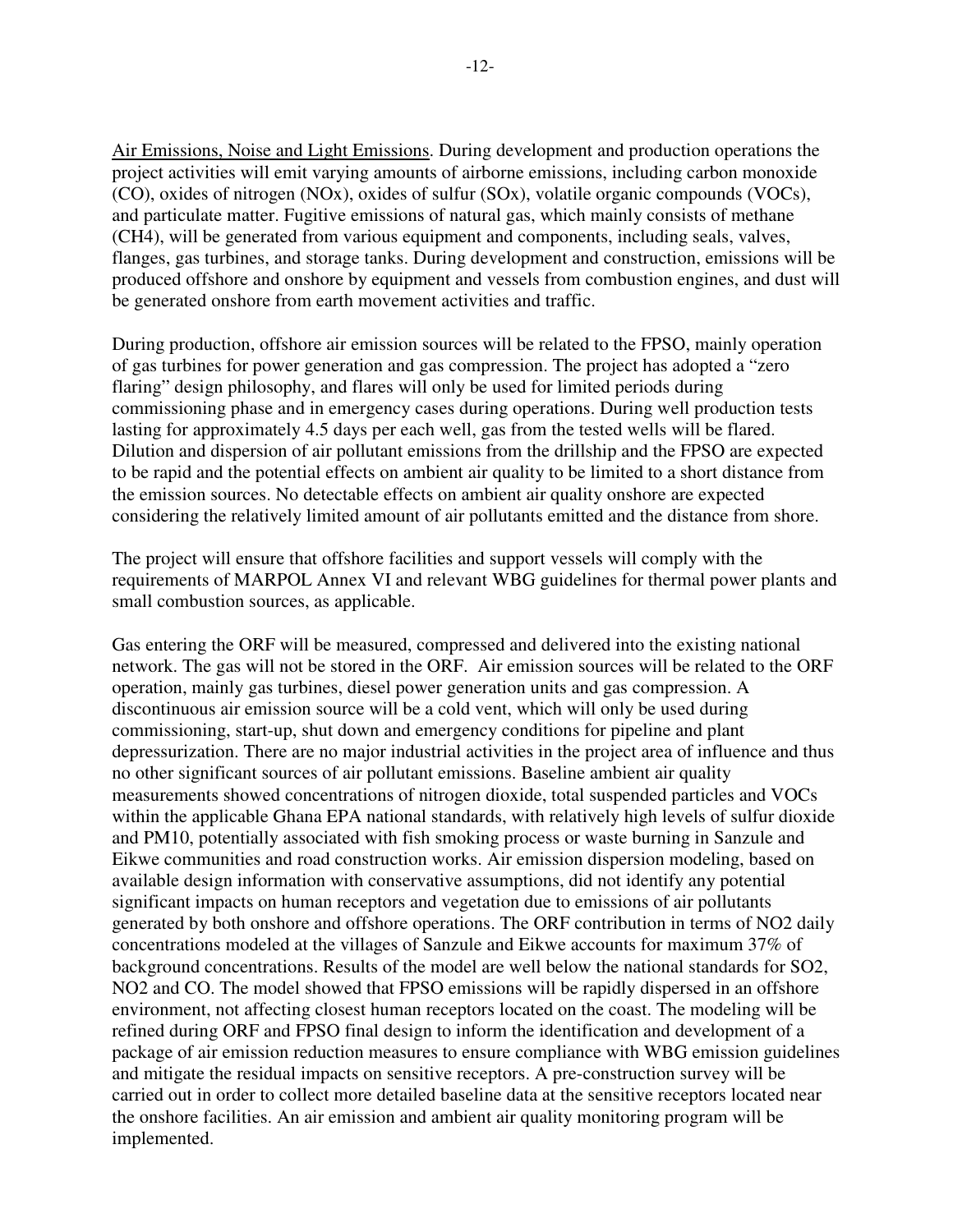Air Emissions, Noise and Light Emissions. During development and production operations the project activities will emit varying amounts of airborne emissions, including carbon monoxide (CO), oxides of nitrogen (NOx), oxides of sulfur (SOx), volatile organic compounds (VOCs), and particulate matter. Fugitive emissions of natural gas, which mainly consists of methane ($CH_4$), will be generated from various equipment and components, including seals, valves, flanges, gas turbines, and storage tanks. During development and construction, emissions will be produced offshore and onshore by equipment and vessels from combustion engines, and dust will be generated onshore from earth movement activities and traffic.

During production, offshore air emission sources will be related to the FPSO, mainly operation of gas turbines for power generation and gas compression. The project has adopted a "zero flaring" design philosophy, and flares will only be used for limited periods during commissioning phase and in emergency cases during operations. During well production tests lasting for approximately 4.5 days per each well, gas from the tested wells will be flared. Dilution and dispersion of air pollutant emissions from the drillship and the FPSO are expected to be rapid and the potential effects on ambient air quality to be limited to a short distance from the emission sources. No detectable effects on ambient air quality onshore are expected considering the relatively limited amount of air pollutants emitted and the distance from shore.

The project will ensure that offshore facilities and support vessels will comply with the requirements of MARPOL Annex VI and relevant WBG guidelines for thermal power plants and small combustion sources, as applicable.

Gas entering the ORF will be measured, compressed and delivered into the existing national network. The gas will not be stored in the ORF. Air emission sources will be related to the ORF operation, mainly gas turbines, diesel power generation units and gas compression. A discontinuous air emission source will be a cold vent, which will only be used during commissioning, start-up, shut down and emergency conditions for pipeline and plant depressurization. There are no major industrial activities in the project area of influence and thus no other significant sources of air pollutant emissions. Baseline ambient air quality measurements showed concentrations of nitrogen dioxide, total suspended particles and VOCs within the applicable Ghana EPA national standards, with relatively high levels of sulfur dioxide and PM10, potentially associated with fish smoking process or waste burning in Sanzule and Eikwe communities and road construction works. Air emission dispersion modeling, based on available design information with conservative assumptions, did not identify any potential significant impacts on human receptors and vegetation due to emissions of air pollutants generated by both onshore and offshore operations. The ORF contribution in terms of $NO_2$ daily concentrations modeled at the villages of Sanzule and Eikwe accounts for maximum 37% of background concentrations. Results of the model are well below the national standards for $SO_2$, $NO_2$ and CO. The model showed that FPSO emissions will be rapidly dispersed in an offshore environment, not affecting closest human receptors located on the coast. The modeling will be refined during ORF and FPSO final design to inform the identification and development of a package of air emission reduction measures to ensure compliance with WBG emission guidelines and mitigate the residual impacts on sensitive receptors. A pre-construction survey will be carried out in order to collect more detailed baseline data at the sensitive receptors located near the onshore facilities. An air emission and ambient air quality monitoring program will be implemented.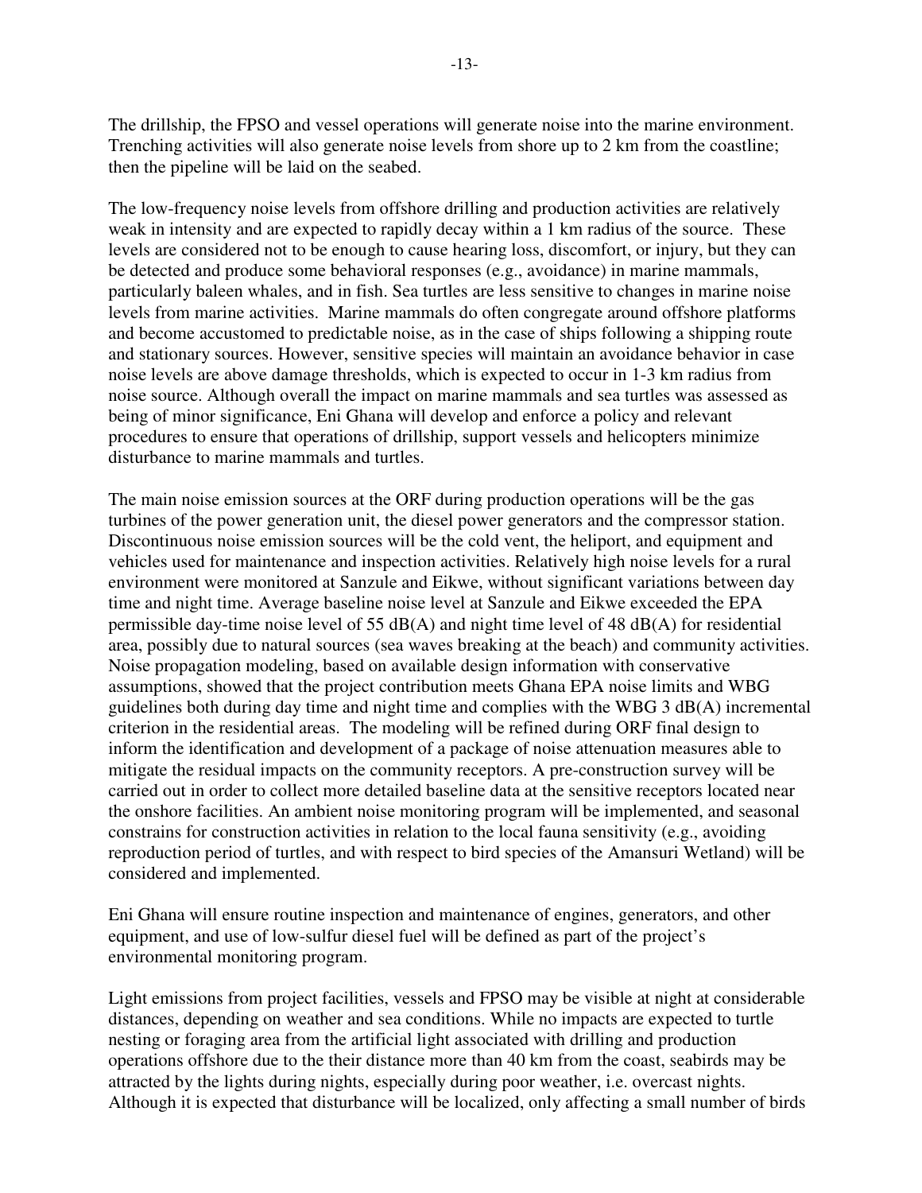The drillship, the FPSO and vessel operations will generate noise into the marine environment. Trenching activities will also generate noise levels from shore up to 2 km from the coastline; then the pipeline will be laid on the seabed.

The low-frequency noise levels from offshore drilling and production activities are relatively weak in intensity and are expected to rapidly decay within a 1 km radius of the source. These levels are considered not to be enough to cause hearing loss, discomfort, or injury, but they can be detected and produce some behavioral responses (e.g., avoidance) in marine mammals, particularly baleen whales, and in fish. Sea turtles are less sensitive to changes in marine noise levels from marine activities. Marine mammals do often congregate around offshore platforms and become accustomed to predictable noise, as in the case of ships following a shipping route and stationary sources. However, sensitive species will maintain an avoidance behavior in case noise levels are above damage thresholds, which is expected to occur in 1-3 km radius from noise source. Although overall the impact on marine mammals and sea turtles was assessed as being of minor significance, Eni Ghana will develop and enforce a policy and relevant procedures to ensure that operations of drillship, support vessels and helicopters minimize disturbance to marine mammals and turtles.

The main noise emission sources at the ORF during production operations will be the gas turbines of the power generation unit, the diesel power generators and the compressor station. Discontinuous noise emission sources will be the cold vent, the heliport, and equipment and vehicles used for maintenance and inspection activities. Relatively high noise levels for a rural environment were monitored at Sanzule and Eikwe, without significant variations between day time and night time. Average baseline noise level at Sanzule and Eikwe exceeded the EPA permissible day-time noise level of 55 dB(A) and night time level of 48 dB(A) for residential area, possibly due to natural sources (sea waves breaking at the beach) and community activities. Noise propagation modeling, based on available design information with conservative assumptions, showed that the project contribution meets Ghana EPA noise limits and WBG guidelines both during day time and night time and complies with the WBG 3 dB(A) incremental criterion in the residential areas. The modeling will be refined during ORF final design to inform the identification and development of a package of noise attenuation measures able to mitigate the residual impacts on the community receptors. A pre-construction survey will be carried out in order to collect more detailed baseline data at the sensitive receptors located near the onshore facilities. An ambient noise monitoring program will be implemented, and seasonal constrains for construction activities in relation to the local fauna sensitivity (e.g., avoiding reproduction period of turtles, and with respect to bird species of the Amansuri Wetland) will be considered and implemented.

Eni Ghana will ensure routine inspection and maintenance of engines, generators, and other equipment, and use of low-sulfur diesel fuel will be defined as part of the project's environmental monitoring program.

Light emissions from project facilities, vessels and FPSO may be visible at night at considerable distances, depending on weather and sea conditions. While no impacts are expected to turtle nesting or foraging area from the artificial light associated with drilling and production operations offshore due to the their distance more than 40 km from the coast, seabirds may be attracted by the lights during nights, especially during poor weather, i.e. overcast nights. Although it is expected that disturbance will be localized, only affecting a small number of birds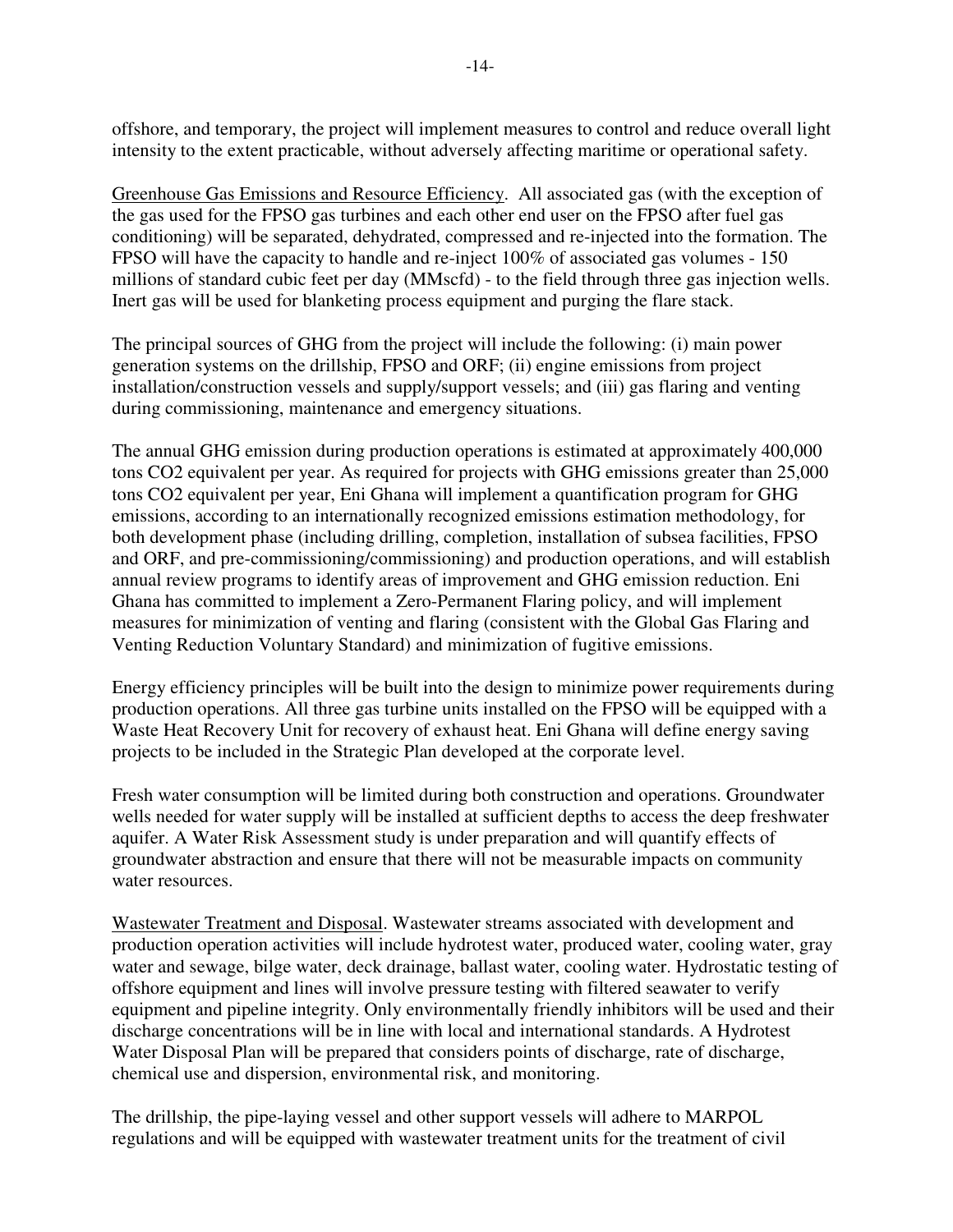offshore, and temporary, the project will implement measures to control and reduce overall light intensity to the extent practicable, without adversely affecting maritime or operational safety.

Greenhouse Gas Emissions and Resource Efficiency. All associated gas (with the exception of the gas used for the FPSO gas turbines and each other end user on the FPSO after fuel gas conditioning) will be separated, dehydrated, compressed and re-injected into the formation. The FPSO will have the capacity to handle and re-inject 100% of associated gas volumes - 150 millions of standard cubic feet per day (MMscfd) - to the field through three gas injection wells. Inert gas will be used for blanketing process equipment and purging the flare stack.

The principal sources of GHG from the project will include the following: (i) main power generation systems on the drillship, FPSO and ORF; (ii) engine emissions from project installation/construction vessels and supply/support vessels; and (iii) gas flaring and venting during commissioning, maintenance and emergency situations.

The annual GHG emission during production operations is estimated at approximately 400,000 tons $CO_2$ equivalent per year. As required for projects with GHG emissions greater than 25,000 tons $CO_2$ equivalent per year, Eni Ghana will implement a quantification program for GHG emissions, according to an internationally recognized emissions estimation methodology, for both development phase (including drilling, completion, installation of subsea facilities, FPSO and ORF, and pre-commissioning/commissioning) and production operations, and will establish annual review programs to identify areas of improvement and GHG emission reduction. Eni Ghana has committed to implement a Zero-Permanent Flaring policy, and will implement measures for minimization of venting and flaring (consistent with the Global Gas Flaring and Venting Reduction Voluntary Standard) and minimization of fugitive emissions.

Energy efficiency principles will be built into the design to minimize power requirements during production operations. All three gas turbine units installed on the FPSO will be equipped with a Waste Heat Recovery Unit for recovery of exhaust heat. Eni Ghana will define energy saving projects to be included in the Strategic Plan developed at the corporate level.

Fresh water consumption will be limited during both construction and operations. Groundwater wells needed for water supply will be installed at sufficient depths to access the deep freshwater aquifer. A Water Risk Assessment study is under preparation and will quantify effects of groundwater abstraction and ensure that there will not be measurable impacts on community water resources.

Wastewater Treatment and Disposal. Wastewater streams associated with development and production operation activities will include hydrotest water, produced water, cooling water, gray water and sewage, bilge water, deck drainage, ballast water, cooling water. Hydrostatic testing of offshore equipment and lines will involve pressure testing with filtered seawater to verify equipment and pipeline integrity. Only environmentally friendly inhibitors will be used and their discharge concentrations will be in line with local and international standards. A Hydrotest Water Disposal Plan will be prepared that considers points of discharge, rate of discharge, chemical use and dispersion, environmental risk, and monitoring.

The drillship, the pipe-laying vessel and other support vessels will adhere to MARPOL regulations and will be equipped with wastewater treatment units for the treatment of civil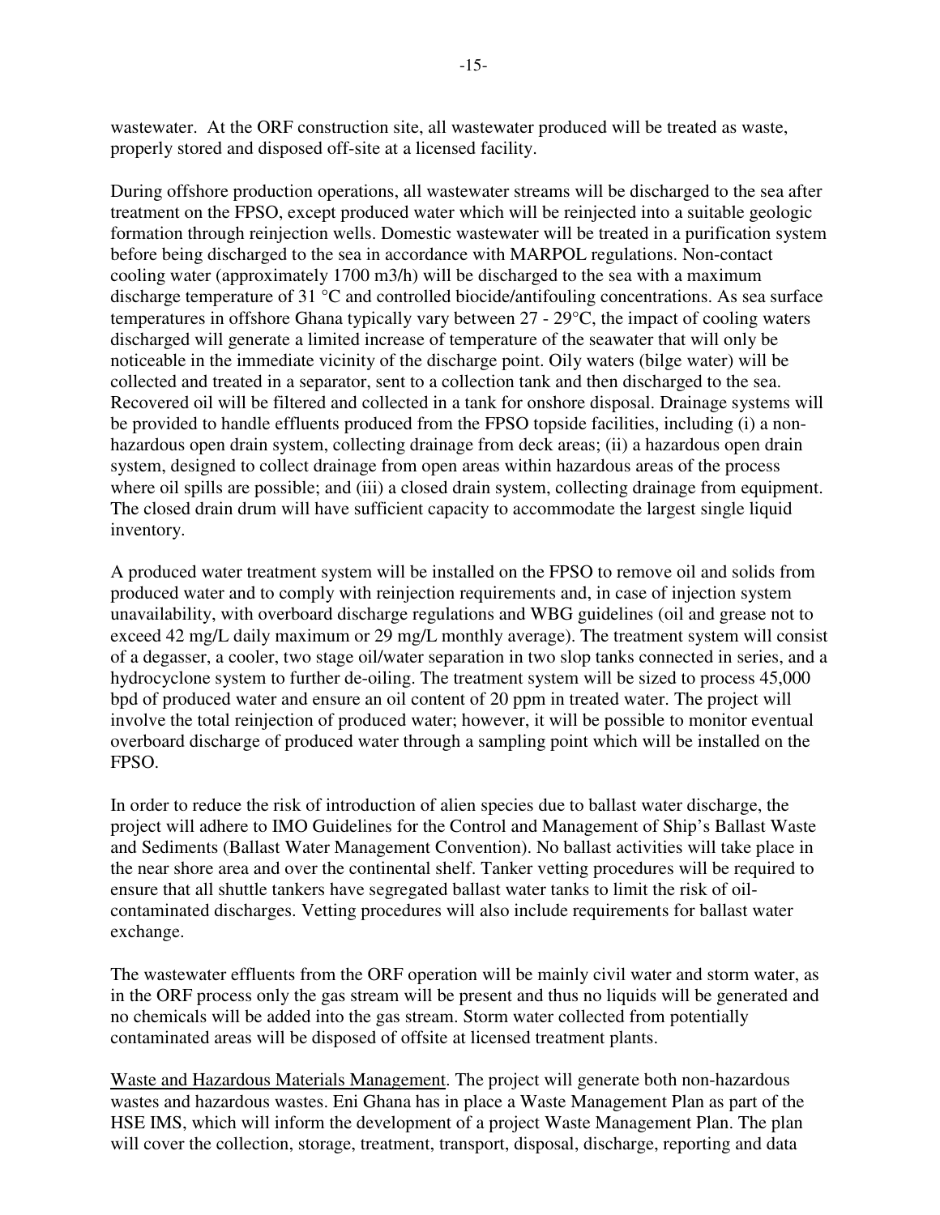wastewater. At the ORF construction site, all wastewater produced will be treated as waste, properly stored and disposed off-site at a licensed facility.

During offshore production operations, all wastewater streams will be discharged to the sea after treatment on the FPSO, except produced water which will be reinjected into a suitable geologic formation through reinjection wells. Domestic wastewater will be treated in a purification system before being discharged to the sea in accordance with MARPOL regulations. Non-contact cooling water (approximately 1700 $m^3/h$) will be discharged to the sea with a maximum discharge temperature of 31 °C and controlled biocide/antifouling concentrations. As sea surface temperatures in offshore Ghana typically vary between 27 - 29°C, the impact of cooling waters discharged will generate a limited increase of temperature of the seawater that will only be noticeable in the immediate vicinity of the discharge point. Oily waters (bilge water) will be collected and treated in a separator, sent to a collection tank and then discharged to the sea. Recovered oil will be filtered and collected in a tank for onshore disposal. Drainage systems will be provided to handle effluents produced from the FPSO topside facilities, including (i) a non-hazardous open drain system, collecting drainage from deck areas; (ii) a hazardous open drain system, designed to collect drainage from open areas within hazardous areas of the process where oil spills are possible; and (iii) a closed drain system, collecting drainage from equipment. The closed drain drum will have sufficient capacity to accommodate the largest single liquid inventory.

A produced water treatment system will be installed on the FPSO to remove oil and solids from produced water and to comply with reinjection requirements and, in case of injection system unavailability, with overboard discharge regulations and WBG guidelines (oil and grease not to exceed 42 mg/L daily maximum or 29 mg/L monthly average). The treatment system will consist of a degasser, a cooler, two stage oil/water separation in two slop tanks connected in series, and a hydrocyclone system to further de-oiling. The treatment system will be sized to process 45,000 bpd of produced water and ensure an oil content of 20 ppm in treated water. The project will involve the total reinjection of produced water; however, it will be possible to monitor eventual overboard discharge of produced water through a sampling point which will be installed on the FPSO.

In order to reduce the risk of introduction of alien species due to ballast water discharge, the project will adhere to IMO Guidelines for the Control and Management of Ship's Ballast Waste and Sediments (Ballast Water Management Convention). No ballast activities will take place in the near shore area and over the continental shelf. Tanker vetting procedures will be required to ensure that all shuttle tankers have segregated ballast water tanks to limit the risk of oil-contaminated discharges. Vetting procedures will also include requirements for ballast water exchange.

The wastewater effluents from the ORF operation will be mainly civil water and storm water, as in the ORF process only the gas stream will be present and thus no liquids will be generated and no chemicals will be added into the gas stream. Storm water collected from potentially contaminated areas will be disposed of offsite at licensed treatment plants.

Waste and Hazardous Materials Management. The project will generate both non-hazardous wastes and hazardous wastes. Eni Ghana has in place a Waste Management Plan as part of the HSE IMS, which will inform the development of a project Waste Management Plan. The plan will cover the collection, storage, treatment, transport, disposal, discharge, reporting and data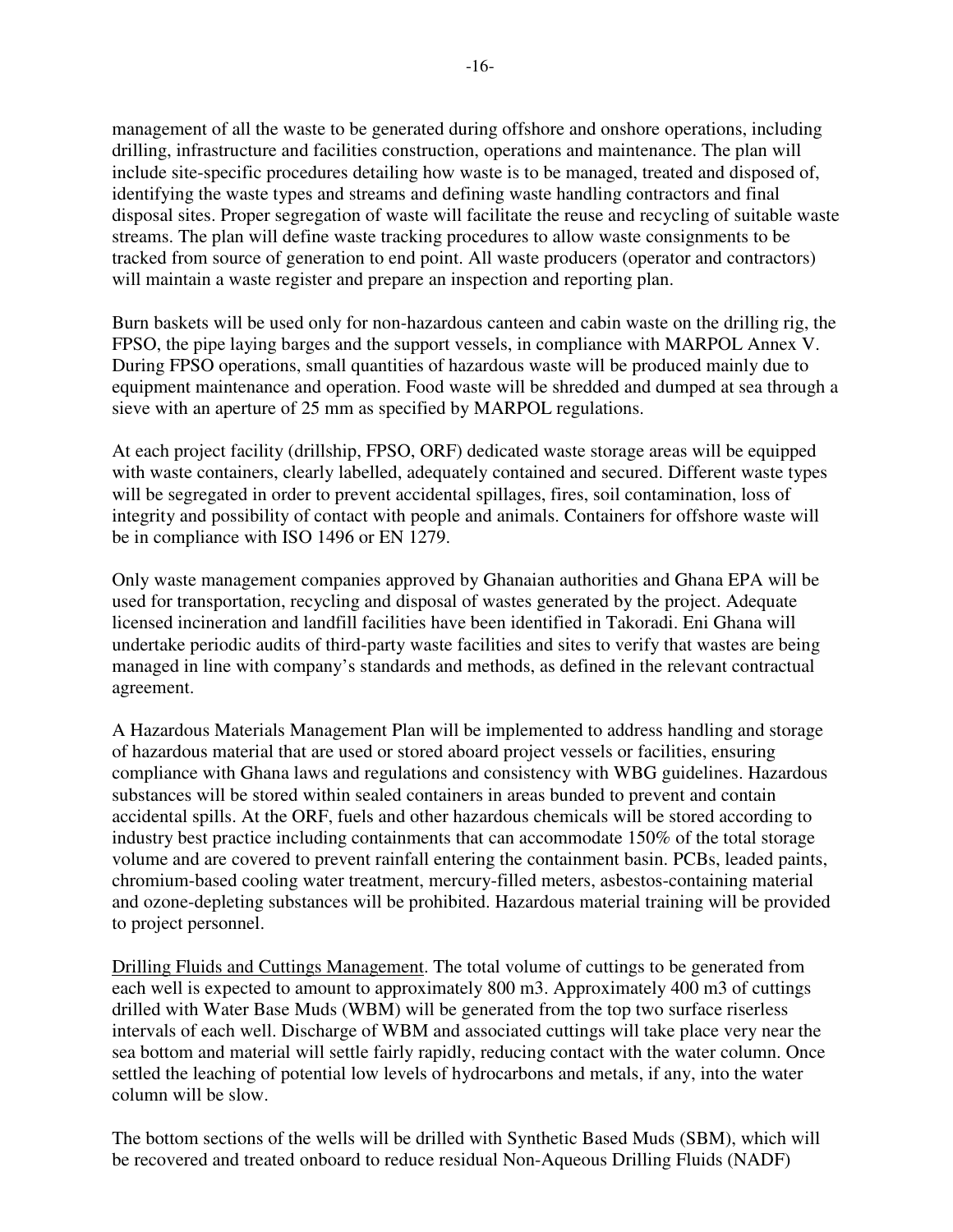management of all the waste to be generated during offshore and onshore operations, including drilling, infrastructure and facilities construction, operations and maintenance. The plan will include site-specific procedures detailing how waste is to be managed, treated and disposed of, identifying the waste types and streams and defining waste handling contractors and final disposal sites. Proper segregation of waste will facilitate the reuse and recycling of suitable waste streams. The plan will define waste tracking procedures to allow waste consignments to be tracked from source of generation to end point. All waste producers (operator and contractors) will maintain a waste register and prepare an inspection and reporting plan.

Burn baskets will be used only for non-hazardous canteen and cabin waste on the drilling rig, the FPSO, the pipe laying barges and the support vessels, in compliance with MARPOL Annex V. During FPSO operations, small quantities of hazardous waste will be produced mainly due to equipment maintenance and operation. Food waste will be shredded and dumped at sea through a sieve with an aperture of 25 mm as specified by MARPOL regulations.

At each project facility (drillship, FPSO, ORF) dedicated waste storage areas will be equipped with waste containers, clearly labelled, adequately contained and secured. Different waste types will be segregated in order to prevent accidental spillages, fires, soil contamination, loss of integrity and possibility of contact with people and animals. Containers for offshore waste will be in compliance with ISO 1496 or EN 1279.

Only waste management companies approved by Ghanaian authorities and Ghana EPA will be used for transportation, recycling and disposal of wastes generated by the project. Adequate licensed incineration and landfill facilities have been identified in Takoradi. Eni Ghana will undertake periodic audits of third-party waste facilities and sites to verify that wastes are being managed in line with company's standards and methods, as defined in the relevant contractual agreement.

A Hazardous Materials Management Plan will be implemented to address handling and storage of hazardous material that are used or stored aboard project vessels or facilities, ensuring compliance with Ghana laws and regulations and consistency with WBG guidelines. Hazardous substances will be stored within sealed containers in areas bunded to prevent and contain accidental spills. At the ORF, fuels and other hazardous chemicals will be stored according to industry best practice including containments that can accommodate 150% of the total storage volume and are covered to prevent rainfall entering the containment basin. PCBs, leaded paints, chromium-based cooling water treatment, mercury-filled meters, asbestos-containing material and ozone-depleting substances will be prohibited. Hazardous material training will be provided to project personnel.

Drilling Fluids and Cuttings Management. The total volume of cuttings to be generated from each well is expected to amount to approximately 800 m3. Approximately 400 m3 of cuttings drilled with Water Base Muds (WBM) will be generated from the top two surface riserless intervals of each well. Discharge of WBM and associated cuttings will take place very near the sea bottom and material will settle fairly rapidly, reducing contact with the water column. Once settled the leaching of potential low levels of hydrocarbons and metals, if any, into the water column will be slow.

The bottom sections of the wells will be drilled with Synthetic Based Muds (SBM), which will be recovered and treated onboard to reduce residual Non-Aqueous Drilling Fluids (NADF)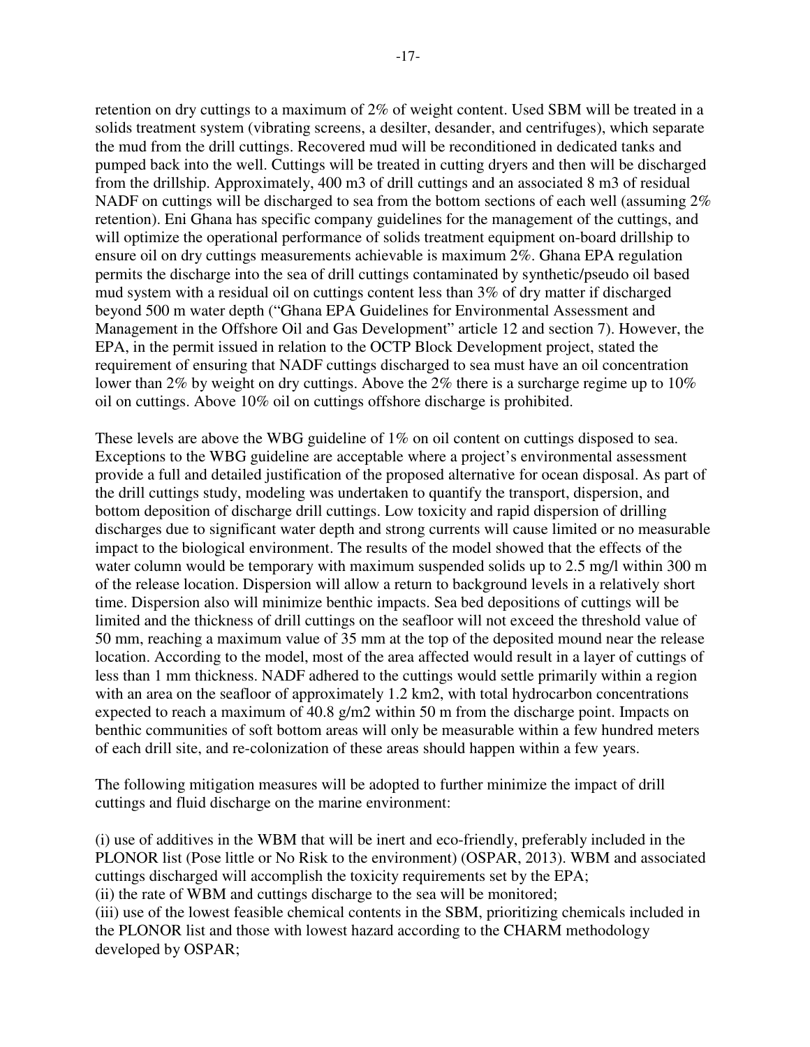retention on dry cuttings to a maximum of 2% of weight content. Used SBM will be treated in a solids treatment system (vibrating screens, a desilter, desander, and centrifuges), which separate the mud from the drill cuttings. Recovered mud will be reconditioned in dedicated tanks and pumped back into the well. Cuttings will be treated in cutting dryers and then will be discharged from the drillship. Approximately, 400 m3 of drill cuttings and an associated 8 m3 of residual NADF on cuttings will be discharged to sea from the bottom sections of each well (assuming 2% retention). Eni Ghana has specific company guidelines for the management of the cuttings, and will optimize the operational performance of solids treatment equipment on-board drillship to ensure oil on dry cuttings measurements achievable is maximum 2%. Ghana EPA regulation permits the discharge into the sea of drill cuttings contaminated by synthetic/pseudo oil based mud system with a residual oil on cuttings content less than 3% of dry matter if discharged beyond 500 m water depth ("Ghana EPA Guidelines for Environmental Assessment and Management in the Offshore Oil and Gas Development" article 12 and section 7). However, the EPA, in the permit issued in relation to the OCTP Block Development project, stated the requirement of ensuring that NADF cuttings discharged to sea must have an oil concentration lower than 2% by weight on dry cuttings. Above the 2% there is a surcharge regime up to 10% oil on cuttings. Above 10% oil on cuttings offshore discharge is prohibited.

These levels are above the WBG guideline of 1% on oil content on cuttings disposed to sea. Exceptions to the WBG guideline are acceptable where a project's environmental assessment provide a full and detailed justification of the proposed alternative for ocean disposal. As part of the drill cuttings study, modeling was undertaken to quantify the transport, dispersion, and bottom deposition of discharge drill cuttings. Low toxicity and rapid dispersion of drilling discharges due to significant water depth and strong currents will cause limited or no measurable impact to the biological environment. The results of the model showed that the effects of the water column would be temporary with maximum suspended solids up to 2.5 mg/l within 300 m of the release location. Dispersion will allow a return to background levels in a relatively short time. Dispersion also will minimize benthic impacts. Sea bed depositions of cuttings will be limited and the thickness of drill cuttings on the seafloor will not exceed the threshold value of 50 mm, reaching a maximum value of 35 mm at the top of the deposited mound near the release location. According to the model, most of the area affected would result in a layer of cuttings of less than 1 mm thickness. NADF adhered to the cuttings would settle primarily within a region with an area on the seafloor of approximately 1.2 km2, with total hydrocarbon concentrations expected to reach a maximum of 40.8 g/m2 within 50 m from the discharge point. Impacts on benthic communities of soft bottom areas will only be measurable within a few hundred meters of each drill site, and re-colonization of these areas should happen within a few years.

The following mitigation measures will be adopted to further minimize the impact of drill cuttings and fluid discharge on the marine environment:

(i) use of additives in the WBM that will be inert and eco-friendly, preferably included in the PLONOR list (Pose little or No Risk to the environment) (OSPAR, 2013). WBM and associated cuttings discharged will accomplish the toxicity requirements set by the EPA;
(ii) the rate of WBM and cuttings discharge to the sea will be monitored;
(iii) use of the lowest feasible chemical contents in the SBM, prioritizing chemicals included in the PLONOR list and those with lowest hazard according to the CHARM methodology developed by OSPAR;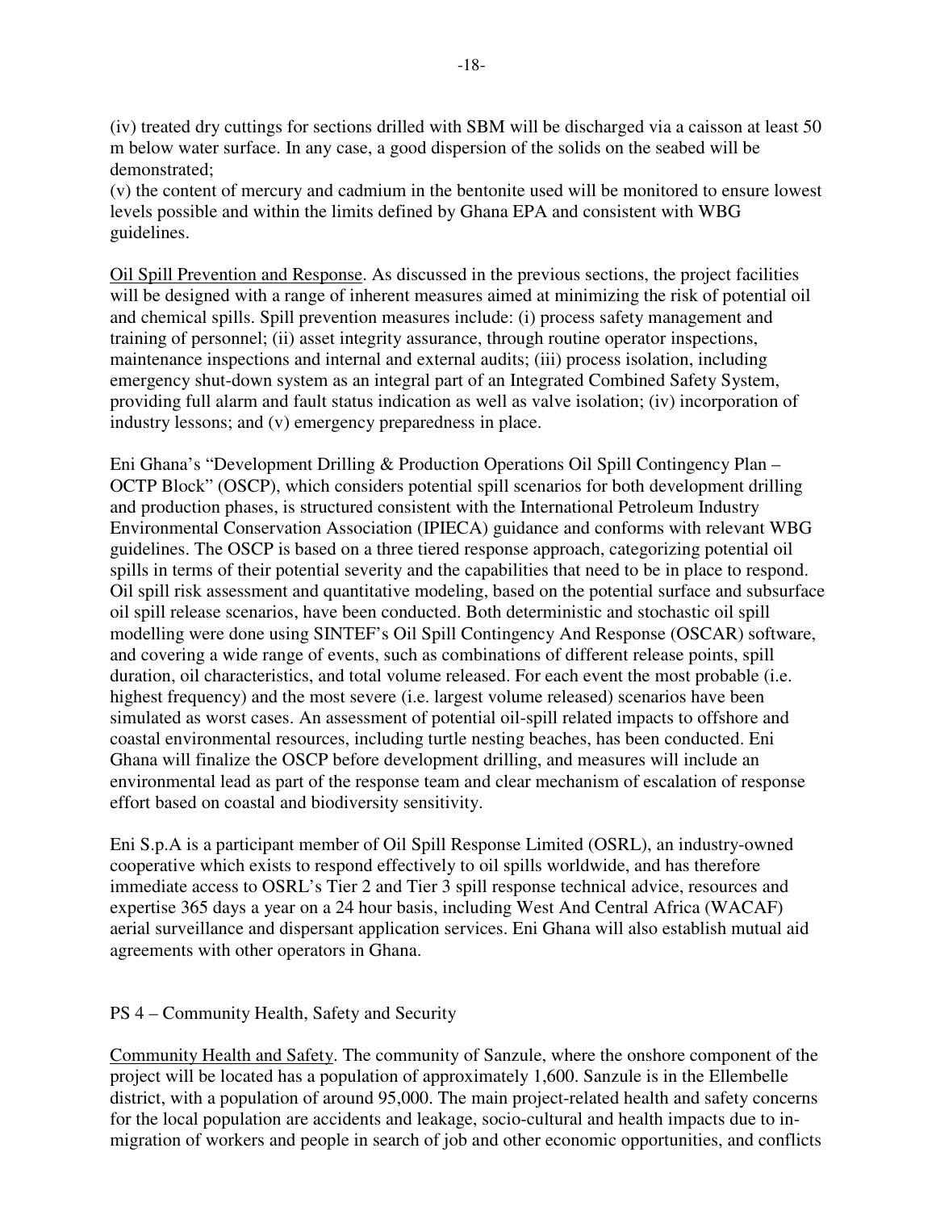(iv) treated dry cuttings for sections drilled with SBM will be discharged via a caisson at least 50 m below water surface. In any case, a good dispersion of the solids on the seabed will be demonstrated;
(v) the content of mercury and cadmium in the bentonite used will be monitored to ensure lowest levels possible and within the limits defined by Ghana EPA and consistent with WBG guidelines.

Oil Spill Prevention and Response. As discussed in the previous sections, the project facilities will be designed with a range of inherent measures aimed at minimizing the risk of potential oil and chemical spills. Spill prevention measures include: (i) process safety management and training of personnel; (ii) asset integrity assurance, through routine operator inspections, maintenance inspections and internal and external audits; (iii) process isolation, including emergency shut-down system as an integral part of an Integrated Combined Safety System, providing full alarm and fault status indication as well as valve isolation; (iv) incorporation of industry lessons; and (v) emergency preparedness in place.

Eni Ghana's "Development Drilling & Production Operations Oil Spill Contingency Plan – OCTP Block" (OSCP), which considers potential spill scenarios for both development drilling and production phases, is structured consistent with the International Petroleum Industry Environmental Conservation Association (IPIECA) guidance and conforms with relevant WBG guidelines. The OSCP is based on a three tiered response approach, categorizing potential oil spills in terms of their potential severity and the capabilities that need to be in place to respond. Oil spill risk assessment and quantitative modeling, based on the potential surface and subsurface oil spill release scenarios, have been conducted. Both deterministic and stochastic oil spill modelling were done using SINTEF's Oil Spill Contingency And Response (OSCAR) software, and covering a wide range of events, such as combinations of different release points, spill duration, oil characteristics, and total volume released. For each event the most probable (i.e. highest frequency) and the most severe (i.e. largest volume released) scenarios have been simulated as worst cases. An assessment of potential oil-spill related impacts to offshore and coastal environmental resources, including turtle nesting beaches, has been conducted. Eni Ghana will finalize the OSCP before development drilling, and measures will include an environmental lead as part of the response team and clear mechanism of escalation of response effort based on coastal and biodiversity sensitivity.

Eni S.p.A is a participant member of Oil Spill Response Limited (OSRL), an industry-owned cooperative which exists to respond effectively to oil spills worldwide, and has therefore immediate access to OSRL's Tier 2 and Tier 3 spill response technical advice, resources and expertise 365 days a year on a 24 hour basis, including West And Central Africa (WACAF) aerial surveillance and dispersant application services. Eni Ghana will also establish mutual aid agreements with other operators in Ghana.

PS 4 – Community Health, Safety and Security

Community Health and Safety. The community of Sanzule, where the onshore component of the project will be located has a population of approximately 1,600. Sanzule is in the Ellembelle district, with a population of around 95,000. The main project-related health and safety concerns for the local population are accidents and leakage, socio-cultural and health impacts due to in-migration of workers and people in search of job and other economic opportunities, and conflicts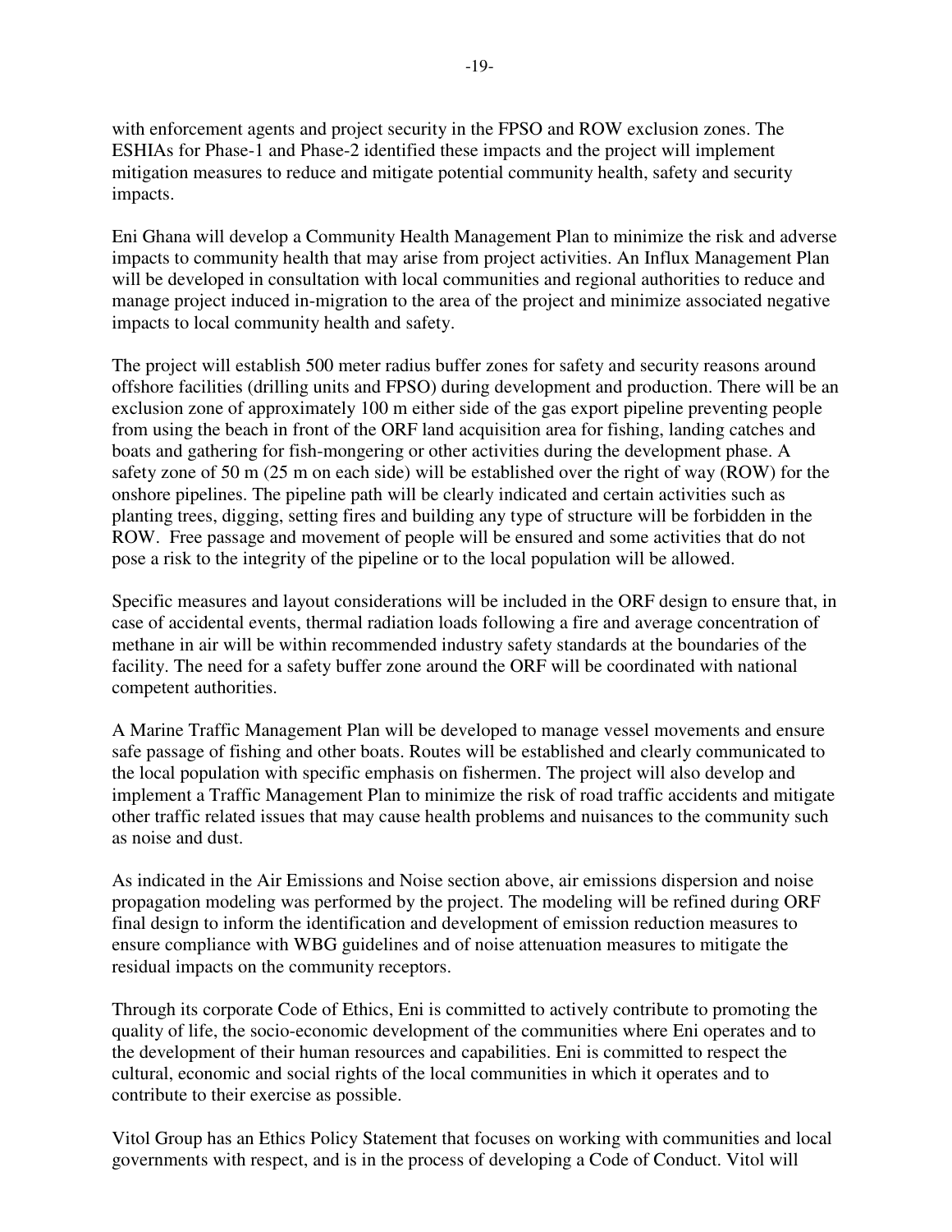with enforcement agents and project security in the FPSO and ROW exclusion zones. The ESHIAs for Phase-1 and Phase-2 identified these impacts and the project will implement mitigation measures to reduce and mitigate potential community health, safety and security impacts.

Eni Ghana will develop a Community Health Management Plan to minimize the risk and adverse impacts to community health that may arise from project activities. An Influx Management Plan will be developed in consultation with local communities and regional authorities to reduce and manage project induced in-migration to the area of the project and minimize associated negative impacts to local community health and safety.

The project will establish 500 meter radius buffer zones for safety and security reasons around offshore facilities (drilling units and FPSO) during development and production. There will be an exclusion zone of approximately 100 m either side of the gas export pipeline preventing people from using the beach in front of the ORF land acquisition area for fishing, landing catches and boats and gathering for fish-mongering or other activities during the development phase. A safety zone of 50 m (25 m on each side) will be established over the right of way (ROW) for the onshore pipelines. The pipeline path will be clearly indicated and certain activities such as planting trees, digging, setting fires and building any type of structure will be forbidden in the ROW. Free passage and movement of people will be ensured and some activities that do not pose a risk to the integrity of the pipeline or to the local population will be allowed.

Specific measures and layout considerations will be included in the ORF design to ensure that, in case of accidental events, thermal radiation loads following a fire and average concentration of methane in air will be within recommended industry safety standards at the boundaries of the facility. The need for a safety buffer zone around the ORF will be coordinated with national competent authorities.

A Marine Traffic Management Plan will be developed to manage vessel movements and ensure safe passage of fishing and other boats. Routes will be established and clearly communicated to the local population with specific emphasis on fishermen. The project will also develop and implement a Traffic Management Plan to minimize the risk of road traffic accidents and mitigate other traffic related issues that may cause health problems and nuisances to the community such as noise and dust.

As indicated in the Air Emissions and Noise section above, air emissions dispersion and noise propagation modeling was performed by the project. The modeling will be refined during ORF final design to inform the identification and development of emission reduction measures to ensure compliance with WBG guidelines and of noise attenuation measures to mitigate the residual impacts on the community receptors.

Through its corporate Code of Ethics, Eni is committed to actively contribute to promoting the quality of life, the socio-economic development of the communities where Eni operates and to the development of their human resources and capabilities. Eni is committed to respect the cultural, economic and social rights of the local communities in which it operates and to contribute to their exercise as possible.

Vitol Group has an Ethics Policy Statement that focuses on working with communities and local governments with respect, and is in the process of developing a Code of Conduct. Vitol will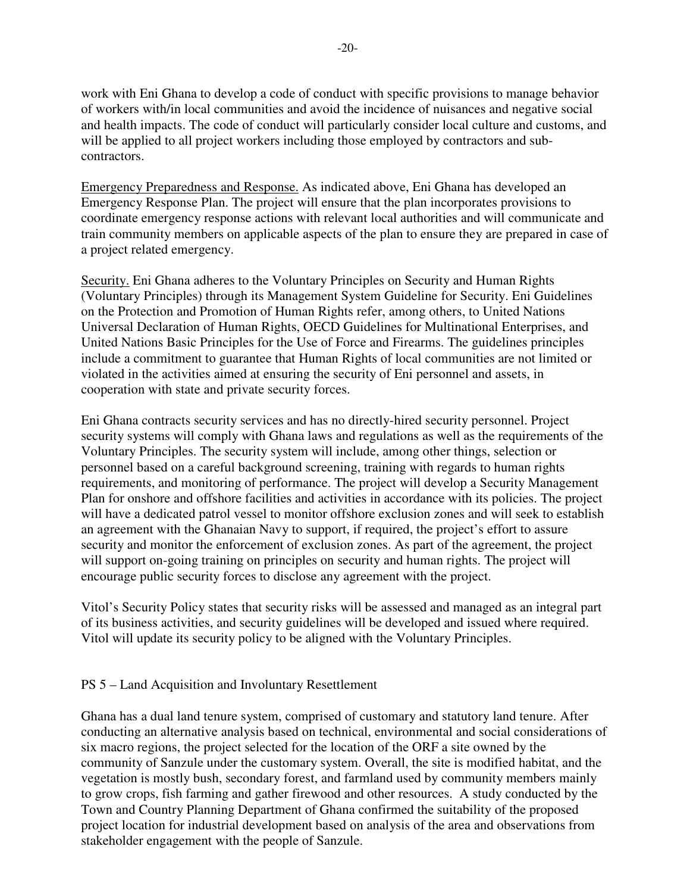work with Eni Ghana to develop a code of conduct with specific provisions to manage behavior of workers with/in local communities and avoid the incidence of nuisances and negative social and health impacts. The code of conduct will particularly consider local culture and customs, and will be applied to all project workers including those employed by contractors and sub-contractors.

Emergency Preparedness and Response. As indicated above, Eni Ghana has developed an Emergency Response Plan. The project will ensure that the plan incorporates provisions to coordinate emergency response actions with relevant local authorities and will communicate and train community members on applicable aspects of the plan to ensure they are prepared in case of a project related emergency.

Security. Eni Ghana adheres to the Voluntary Principles on Security and Human Rights (Voluntary Principles) through its Management System Guideline for Security. Eni Guidelines on the Protection and Promotion of Human Rights refer, among others, to United Nations Universal Declaration of Human Rights, OECD Guidelines for Multinational Enterprises, and United Nations Basic Principles for the Use of Force and Firearms. The guidelines principles include a commitment to guarantee that Human Rights of local communities are not limited or violated in the activities aimed at ensuring the security of Eni personnel and assets, in cooperation with state and private security forces.

Eni Ghana contracts security services and has no directly-hired security personnel. Project security systems will comply with Ghana laws and regulations as well as the requirements of the Voluntary Principles. The security system will include, among other things, selection or personnel based on a careful background screening, training with regards to human rights requirements, and monitoring of performance. The project will develop a Security Management Plan for onshore and offshore facilities and activities in accordance with its policies. The project will have a dedicated patrol vessel to monitor offshore exclusion zones and will seek to establish an agreement with the Ghanaian Navy to support, if required, the project's effort to assure security and monitor the enforcement of exclusion zones. As part of the agreement, the project will support on-going training on principles on security and human rights. The project will encourage public security forces to disclose any agreement with the project.

Vitol's Security Policy states that security risks will be assessed and managed as an integral part of its business activities, and security guidelines will be developed and issued where required. Vitol will update its security policy to be aligned with the Voluntary Principles.

PS 5 – Land Acquisition and Involuntary Resettlement

Ghana has a dual land tenure system, comprised of customary and statutory land tenure. After conducting an alternative analysis based on technical, environmental and social considerations of six macro regions, the project selected for the location of the ORF a site owned by the community of Sanzule under the customary system. Overall, the site is modified habitat, and the vegetation is mostly bush, secondary forest, and farmland used by community members mainly to grow crops, fish farming and gather firewood and other resources. A study conducted by the Town and Country Planning Department of Ghana confirmed the suitability of the proposed project location for industrial development based on analysis of the area and observations from stakeholder engagement with the people of Sanzule.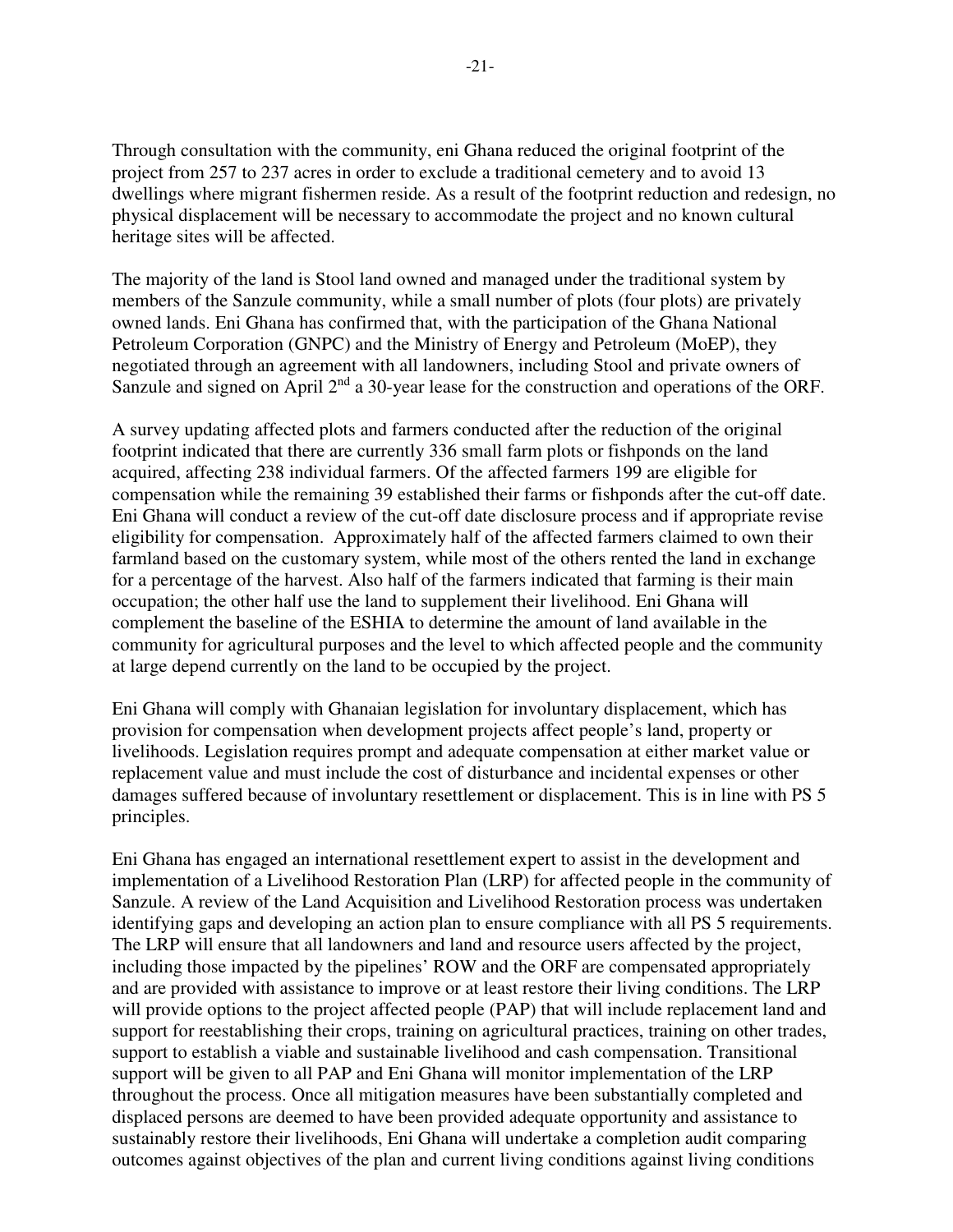Through consultation with the community, eni Ghana reduced the original footprint of the project from 257 to 237 acres in order to exclude a traditional cemetery and to avoid 13 dwellings where migrant fishermen reside. As a result of the footprint reduction and redesign, no physical displacement will be necessary to accommodate the project and no known cultural heritage sites will be affected.

The majority of the land is Stool land owned and managed under the traditional system by members of the Sanzule community, while a small number of plots (four plots) are privately owned lands. Eni Ghana has confirmed that, with the participation of the Ghana National Petroleum Corporation (GNPC) and the Ministry of Energy and Petroleum (MoEP), they negotiated through an agreement with all landowners, including Stool and private owners of Sanzule and signed on April 2nd a 30-year lease for the construction and operations of the ORF.

A survey updating affected plots and farmers conducted after the reduction of the original footprint indicated that there are currently 336 small farm plots or fishponds on the land acquired, affecting 238 individual farmers. Of the affected farmers 199 are eligible for compensation while the remaining 39 established their farms or fishponds after the cut-off date. Eni Ghana will conduct a review of the cut-off date disclosure process and if appropriate revise eligibility for compensation. Approximately half of the affected farmers claimed to own their farmland based on the customary system, while most of the others rented the land in exchange for a percentage of the harvest. Also half of the farmers indicated that farming is their main occupation; the other half use the land to supplement their livelihood. Eni Ghana will complement the baseline of the ESHIA to determine the amount of land available in the community for agricultural purposes and the level to which affected people and the community at large depend currently on the land to be occupied by the project.

Eni Ghana will comply with Ghanaian legislation for involuntary displacement, which has provision for compensation when development projects affect people's land, property or livelihoods. Legislation requires prompt and adequate compensation at either market value or replacement value and must include the cost of disturbance and incidental expenses or other damages suffered because of involuntary resettlement or displacement. This is in line with PS 5 principles.

Eni Ghana has engaged an international resettlement expert to assist in the development and implementation of a Livelihood Restoration Plan (LRP) for affected people in the community of Sanzule. A review of the Land Acquisition and Livelihood Restoration process was undertaken identifying gaps and developing an action plan to ensure compliance with all PS 5 requirements. The LRP will ensure that all landowners and land and resource users affected by the project, including those impacted by the pipelines' ROW and the ORF are compensated appropriately and are provided with assistance to improve or at least restore their living conditions. The LRP will provide options to the project affected people (PAP) that will include replacement land and support for reestablishing their crops, training on agricultural practices, training on other trades, support to establish a viable and sustainable livelihood and cash compensation. Transitional support will be given to all PAP and Eni Ghana will monitor implementation of the LRP throughout the process. Once all mitigation measures have been substantially completed and displaced persons are deemed to have been provided adequate opportunity and assistance to sustainably restore their livelihoods, Eni Ghana will undertake a completion audit comparing outcomes against objectives of the plan and current living conditions against living conditions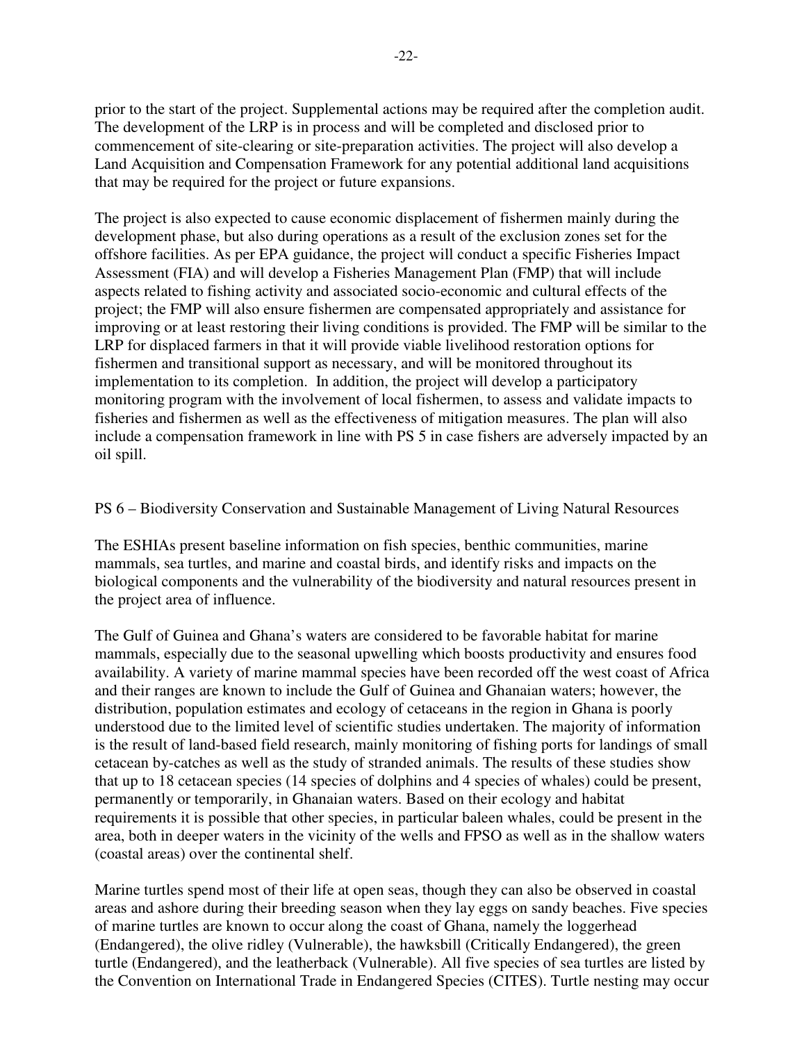prior to the start of the project. Supplemental actions may be required after the completion audit. The development of the LRP is in process and will be completed and disclosed prior to commencement of site-clearing or site-preparation activities. The project will also develop a Land Acquisition and Compensation Framework for any potential additional land acquisitions that may be required for the project or future expansions.

The project is also expected to cause economic displacement of fishermen mainly during the development phase, but also during operations as a result of the exclusion zones set for the offshore facilities. As per EPA guidance, the project will conduct a specific Fisheries Impact Assessment (FIA) and will develop a Fisheries Management Plan (FMP) that will include aspects related to fishing activity and associated socio-economic and cultural effects of the project; the FMP will also ensure fishermen are compensated appropriately and assistance for improving or at least restoring their living conditions is provided. The FMP will be similar to the LRP for displaced farmers in that it will provide viable livelihood restoration options for fishermen and transitional support as necessary, and will be monitored throughout its implementation to its completion. In addition, the project will develop a participatory monitoring program with the involvement of local fishermen, to assess and validate impacts to fisheries and fishermen as well as the effectiveness of mitigation measures. The plan will also include a compensation framework in line with PS 5 in case fishers are adversely impacted by an oil spill.

PS 6 – Biodiversity Conservation and Sustainable Management of Living Natural Resources

The ESHIAs present baseline information on fish species, benthic communities, marine mammals, sea turtles, and marine and coastal birds, and identify risks and impacts on the biological components and the vulnerability of the biodiversity and natural resources present in the project area of influence.

The Gulf of Guinea and Ghana's waters are considered to be favorable habitat for marine mammals, especially due to the seasonal upwelling which boosts productivity and ensures food availability. A variety of marine mammal species have been recorded off the west coast of Africa and their ranges are known to include the Gulf of Guinea and Ghanaian waters; however, the distribution, population estimates and ecology of cetaceans in the region in Ghana is poorly understood due to the limited level of scientific studies undertaken. The majority of information is the result of land-based field research, mainly monitoring of fishing ports for landings of small cetacean by-catches as well as the study of stranded animals. The results of these studies show that up to 18 cetacean species (14 species of dolphins and 4 species of whales) could be present, permanently or temporarily, in Ghanaian waters. Based on their ecology and habitat requirements it is possible that other species, in particular baleen whales, could be present in the area, both in deeper waters in the vicinity of the wells and FPSO as well as in the shallow waters (coastal areas) over the continental shelf.

Marine turtles spend most of their life at open seas, though they can also be observed in coastal areas and ashore during their breeding season when they lay eggs on sandy beaches. Five species of marine turtles are known to occur along the coast of Ghana, namely the loggerhead (Endangered), the olive ridley (Vulnerable), the hawksbill (Critically Endangered), the green turtle (Endangered), and the leatherback (Vulnerable). All five species of sea turtles are listed by the Convention on International Trade in Endangered Species (CITES). Turtle nesting may occur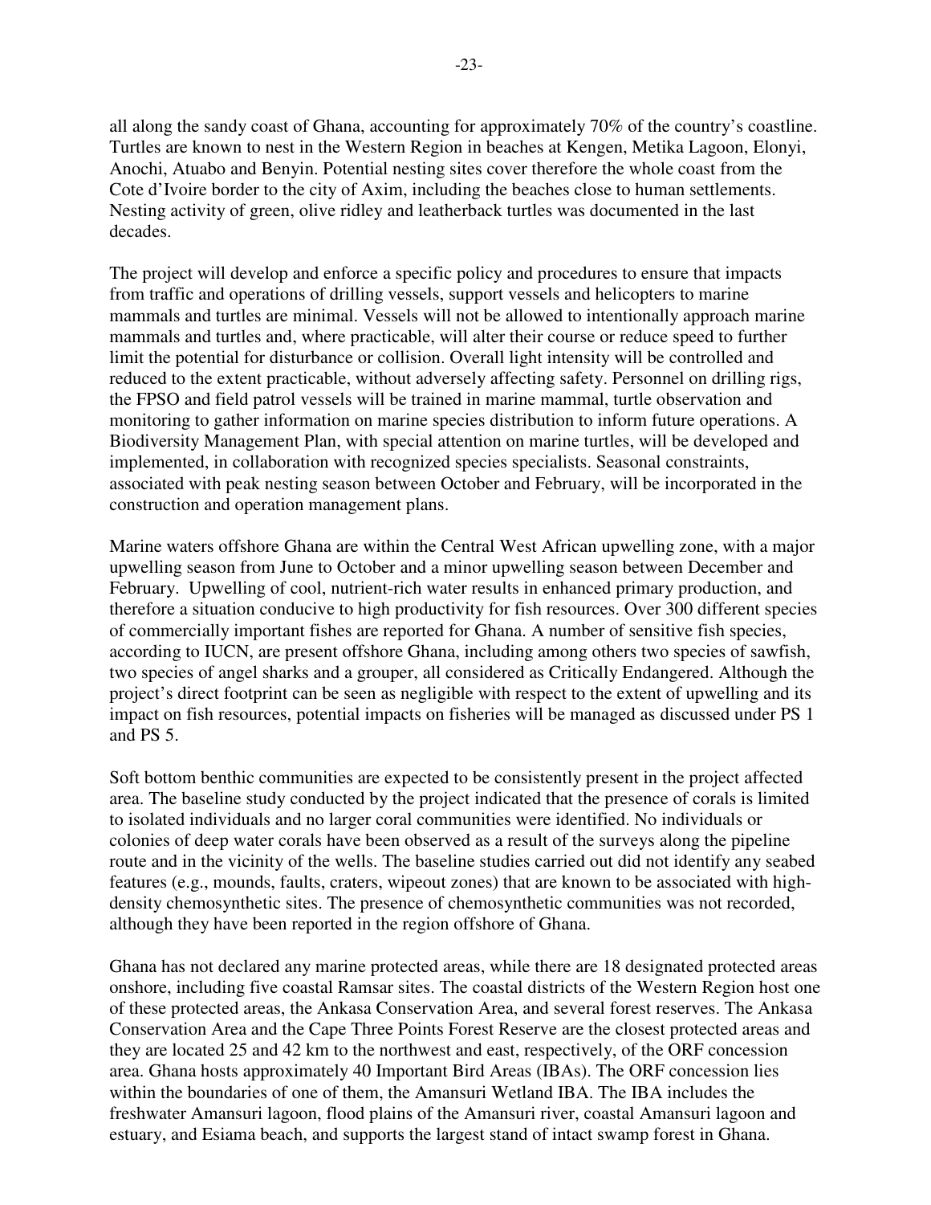all along the sandy coast of Ghana, accounting for approximately 70% of the country's coastline. Turtles are known to nest in the Western Region in beaches at Kengen, Metika Lagoon, Elonyi, Anochi, Atuabo and Benyin. Potential nesting sites cover therefore the whole coast from the Cote d'Ivoire border to the city of Axim, including the beaches close to human settlements. Nesting activity of green, olive ridley and leatherback turtles was documented in the last decades.

The project will develop and enforce a specific policy and procedures to ensure that impacts from traffic and operations of drilling vessels, support vessels and helicopters to marine mammals and turtles are minimal. Vessels will not be allowed to intentionally approach marine mammals and turtles and, where practicable, will alter their course or reduce speed to further limit the potential for disturbance or collision. Overall light intensity will be controlled and reduced to the extent practicable, without adversely affecting safety. Personnel on drilling rigs, the FPSO and field patrol vessels will be trained in marine mammal, turtle observation and monitoring to gather information on marine species distribution to inform future operations. A Biodiversity Management Plan, with special attention on marine turtles, will be developed and implemented, in collaboration with recognized species specialists. Seasonal constraints, associated with peak nesting season between October and February, will be incorporated in the construction and operation management plans.

Marine waters offshore Ghana are within the Central West African upwelling zone, with a major upwelling season from June to October and a minor upwelling season between December and February. Upwelling of cool, nutrient-rich water results in enhanced primary production, and therefore a situation conducive to high productivity for fish resources. Over 300 different species of commercially important fishes are reported for Ghana. A number of sensitive fish species, according to IUCN, are present offshore Ghana, including among others two species of sawfish, two species of angel sharks and a grouper, all considered as Critically Endangered. Although the project's direct footprint can be seen as negligible with respect to the extent of upwelling and its impact on fish resources, potential impacts on fisheries will be managed as discussed under PS 1 and PS 5.

Soft bottom benthic communities are expected to be consistently present in the project affected area. The baseline study conducted by the project indicated that the presence of corals is limited to isolated individuals and no larger coral communities were identified. No individuals or colonies of deep water corals have been observed as a result of the surveys along the pipeline route and in the vicinity of the wells. The baseline studies carried out did not identify any seabed features (e.g., mounds, faults, craters, wipeout zones) that are known to be associated with high-density chemosynthetic sites. The presence of chemosynthetic communities was not recorded, although they have been reported in the region offshore of Ghana.

Ghana has not declared any marine protected areas, while there are 18 designated protected areas onshore, including five coastal Ramsar sites. The coastal districts of the Western Region host one of these protected areas, the Ankasa Conservation Area, and several forest reserves. The Ankasa Conservation Area and the Cape Three Points Forest Reserve are the closest protected areas and they are located 25 and 42 km to the northwest and east, respectively, of the ORF concession area. Ghana hosts approximately 40 Important Bird Areas (IBAs). The ORF concession lies within the boundaries of one of them, the Amansuri Wetland IBA. The IBA includes the freshwater Amansuri lagoon, flood plains of the Amansuri river, coastal Amansuri lagoon and estuary, and Esiama beach, and supports the largest stand of intact swamp forest in Ghana.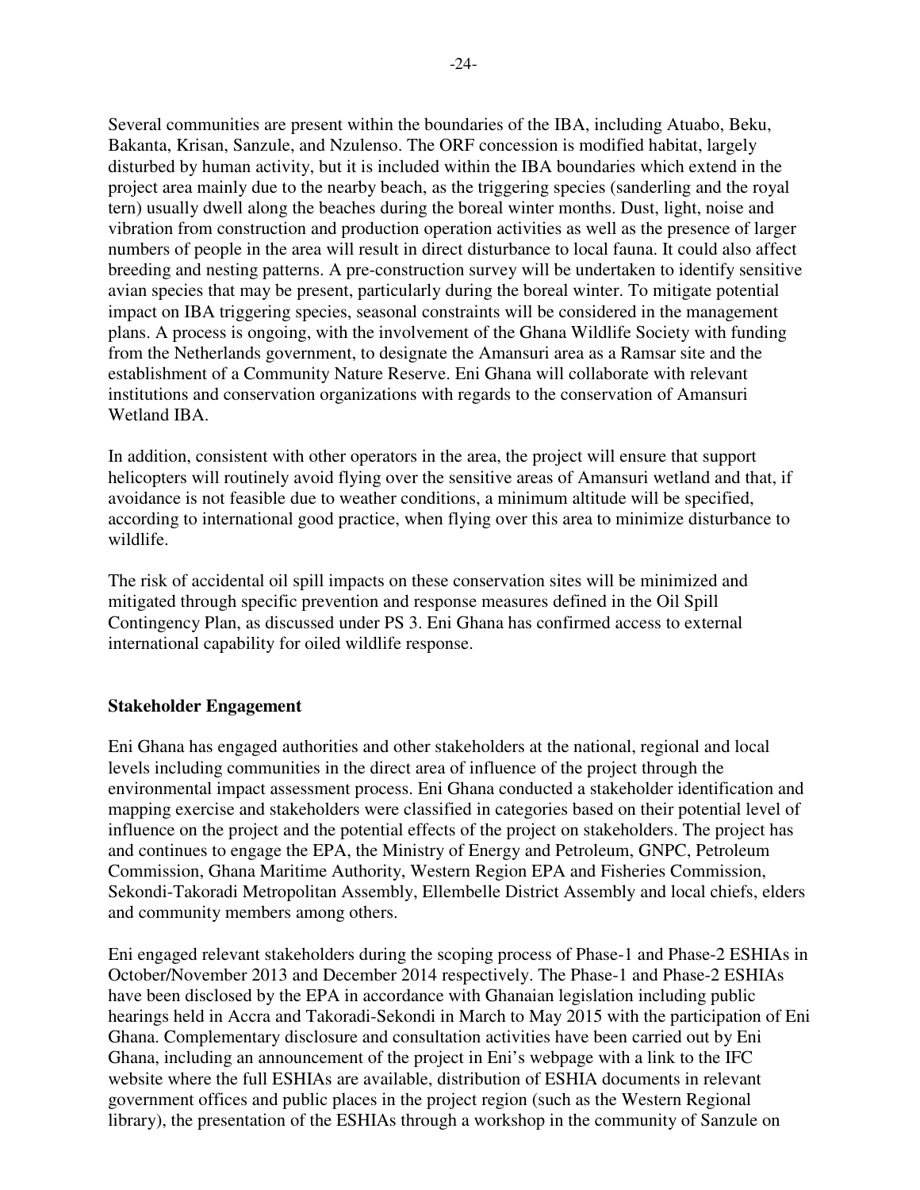Several communities are present within the boundaries of the IBA, including Atuabo, Beku, Bakanta, Krisan, Sanzule, and Nzulenso. The ORF concession is modified habitat, largely disturbed by human activity, but it is included within the IBA boundaries which extend in the project area mainly due to the nearby beach, as the triggering species (sanderling and the royal tern) usually dwell along the beaches during the boreal winter months. Dust, light, noise and vibration from construction and production operation activities as well as the presence of larger numbers of people in the area will result in direct disturbance to local fauna. It could also affect breeding and nesting patterns. A pre-construction survey will be undertaken to identify sensitive avian species that may be present, particularly during the boreal winter. To mitigate potential impact on IBA triggering species, seasonal constraints will be considered in the management plans. A process is ongoing, with the involvement of the Ghana Wildlife Society with funding from the Netherlands government, to designate the Amansuri area as a Ramsar site and the establishment of a Community Nature Reserve. Eni Ghana will collaborate with relevant institutions and conservation organizations with regards to the conservation of Amansuri Wetland IBA.

In addition, consistent with other operators in the area, the project will ensure that support helicopters will routinely avoid flying over the sensitive areas of Amansuri wetland and that, if avoidance is not feasible due to weather conditions, a minimum altitude will be specified, according to international good practice, when flying over this area to minimize disturbance to wildlife.

The risk of accidental oil spill impacts on these conservation sites will be minimized and mitigated through specific prevention and response measures defined in the Oil Spill Contingency Plan, as discussed under PS 3. Eni Ghana has confirmed access to external international capability for oiled wildlife response.

**Stakeholder Engagement**

Eni Ghana has engaged authorities and other stakeholders at the national, regional and local levels including communities in the direct area of influence of the project through the environmental impact assessment process. Eni Ghana conducted a stakeholder identification and mapping exercise and stakeholders were classified in categories based on their potential level of influence on the project and the potential effects of the project on stakeholders. The project has and continues to engage the EPA, the Ministry of Energy and Petroleum, GNPC, Petroleum Commission, Ghana Maritime Authority, Western Region EPA and Fisheries Commission, Sekondi-Takoradi Metropolitan Assembly, Ellembelle District Assembly and local chiefs, elders and community members among others.

Eni engaged relevant stakeholders during the scoping process of Phase-1 and Phase-2 ESHIAs in October/November 2013 and December 2014 respectively. The Phase-1 and Phase-2 ESHIAs have been disclosed by the EPA in accordance with Ghanaian legislation including public hearings held in Accra and Takoradi-Sekondi in March to May 2015 with the participation of Eni Ghana. Complementary disclosure and consultation activities have been carried out by Eni Ghana, including an announcement of the project in Eni's webpage with a link to the IFC website where the full ESHIAs are available, distribution of ESHIA documents in relevant government offices and public places in the project region (such as the Western Regional library), the presentation of the ESHIAs through a workshop in the community of Sanzule on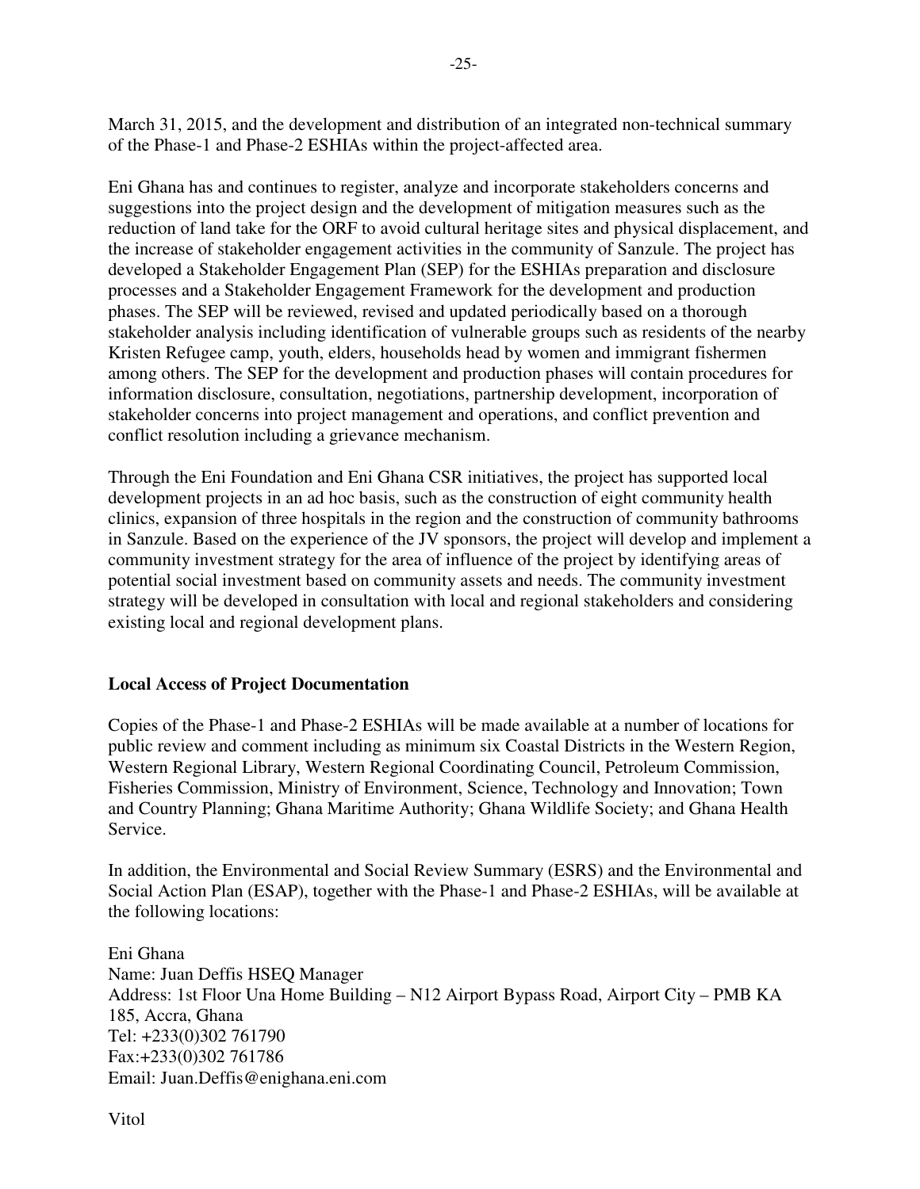March 31, 2015, and the development and distribution of an integrated non-technical summary of the Phase-1 and Phase-2 ESHIAs within the project-affected area.

Eni Ghana has and continues to register, analyze and incorporate stakeholders concerns and suggestions into the project design and the development of mitigation measures such as the reduction of land take for the ORF to avoid cultural heritage sites and physical displacement, and the increase of stakeholder engagement activities in the community of Sanzule. The project has developed a Stakeholder Engagement Plan (SEP) for the ESHIAs preparation and disclosure processes and a Stakeholder Engagement Framework for the development and production phases. The SEP will be reviewed, revised and updated periodically based on a thorough stakeholder analysis including identification of vulnerable groups such as residents of the nearby Kristen Refugee camp, youth, elders, households head by women and immigrant fishermen among others. The SEP for the development and production phases will contain procedures for information disclosure, consultation, negotiations, partnership development, incorporation of stakeholder concerns into project management and operations, and conflict prevention and conflict resolution including a grievance mechanism.

Through the Eni Foundation and Eni Ghana CSR initiatives, the project has supported local development projects in an ad hoc basis, such as the construction of eight community health clinics, expansion of three hospitals in the region and the construction of community bathrooms in Sanzule. Based on the experience of the JV sponsors, the project will develop and implement a community investment strategy for the area of influence of the project by identifying areas of potential social investment based on community assets and needs. The community investment strategy will be developed in consultation with local and regional stakeholders and considering existing local and regional development plans.

**Local Access of Project Documentation**

Copies of the Phase-1 and Phase-2 ESHIAs will be made available at a number of locations for public review and comment including as minimum six Coastal Districts in the Western Region, Western Regional Library, Western Regional Coordinating Council, Petroleum Commission, Fisheries Commission, Ministry of Environment, Science, Technology and Innovation; Town and Country Planning; Ghana Maritime Authority; Ghana Wildlife Society; and Ghana Health Service.

In addition, the Environmental and Social Review Summary (ESRS) and the Environmental and Social Action Plan (ESAP), together with the Phase-1 and Phase-2 ESHIAs, will be available at the following locations:

Eni Ghana
Name: Juan Deffis HSEQ Manager
Address: 1st Floor Una Home Building – N12 Airport Bypass Road, Airport City – PMB KA 185, Accra, Ghana
Tel: +233(0)302 761790
Fax:+233(0)302 761786
Email: Juan.Deffis@enighana.eni.com

Vitol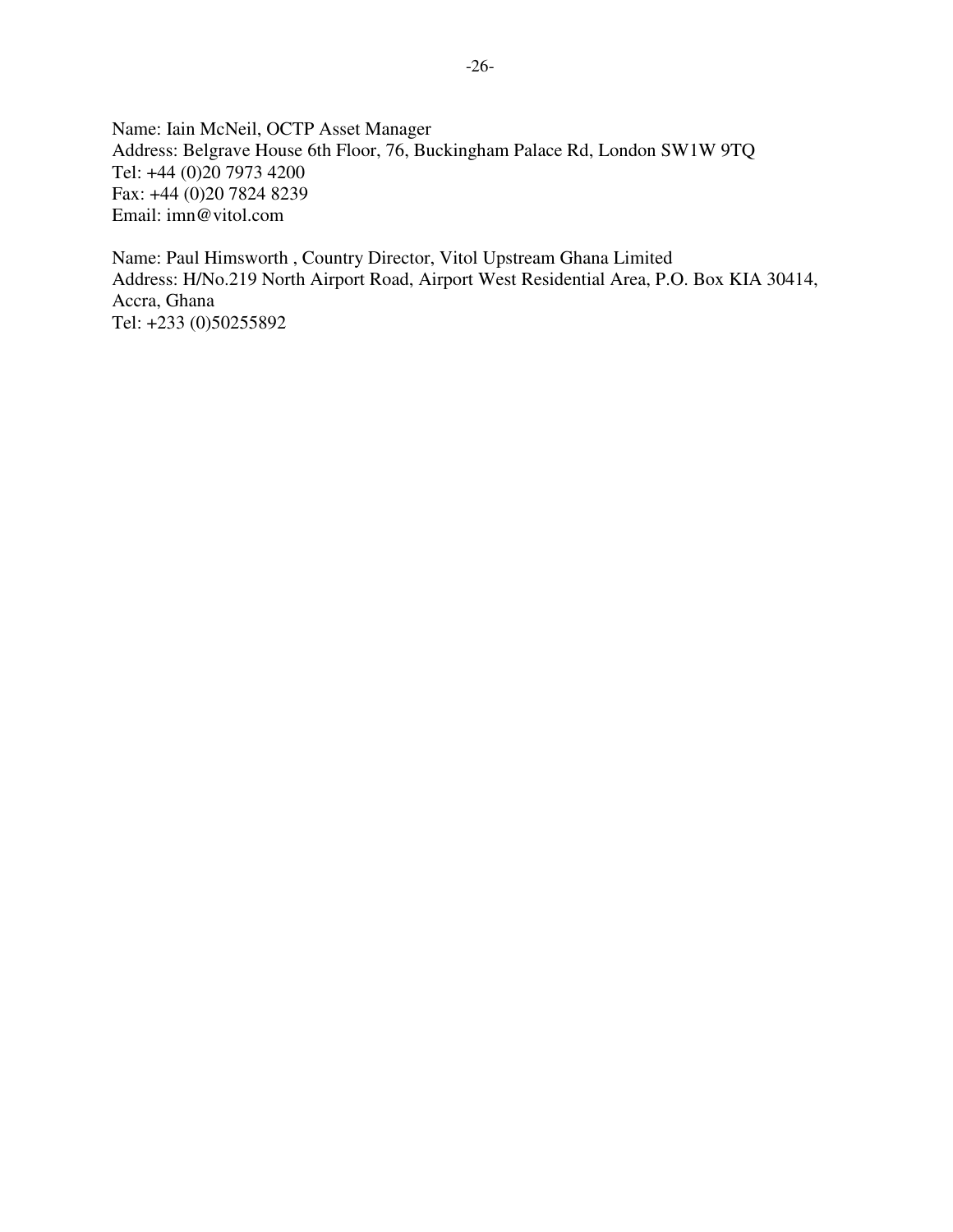Name: Iain McNeil, OCTP Asset Manager
Address: Belgrave House 6th Floor, 76, Buckingham Palace Rd, London SW1W 9TQ
Tel: +44 (0)20 7973 4200
Fax: +44 (0)20 7824 8239
Email: imn@vitol.com

Name: Paul Himsworth , Country Director, Vitol Upstream Ghana Limited
Address: H/No.219 North Airport Road, Airport West Residential Area, P.O. Box KIA 30414, Accra, Ghana
Tel: +233 (0)50255892